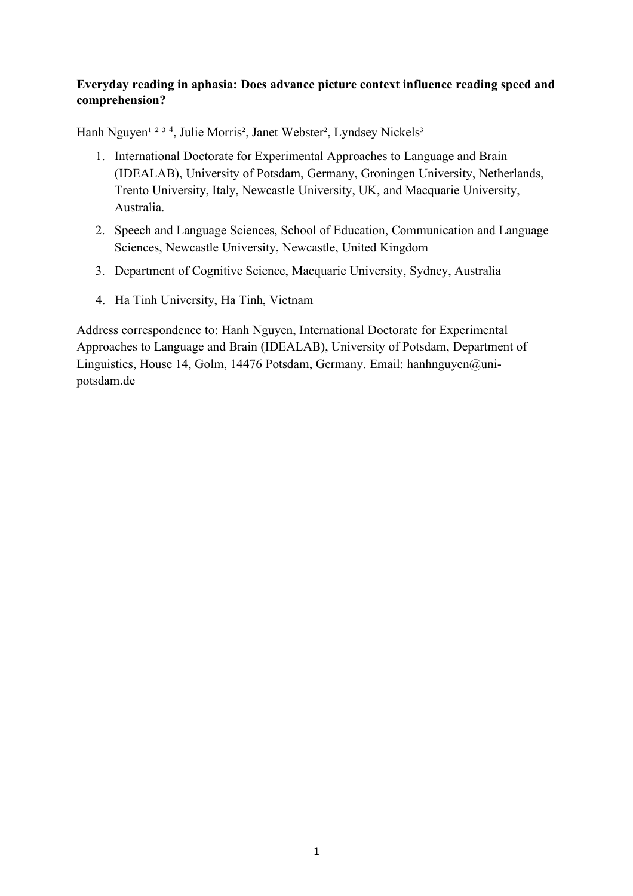**Everyday reading in aphasia: Does advance picture context influence reading speed and comprehension?**

Hanh Nguyen[1 2 3 4], Julie Morris[2], Janet Webster[2], Lyndsey Nickels[3]

1. International Doctorate for Experimental Approaches to Language and Brain (IDEALAB), University of Potsdam, Germany, Groningen University, Netherlands, Trento University, Italy, Newcastle University, UK, and Macquarie University, Australia.
2. Speech and Language Sciences, School of Education, Communication and Language Sciences, Newcastle University, Newcastle, United Kingdom
3. Department of Cognitive Science, Macquarie University, Sydney, Australia
4. Ha Tinh University, Ha Tinh, Vietnam

Address correspondence to: Hanh Nguyen, International Doctorate for Experimental Approaches to Language and Brain (IDEALAB), University of Potsdam, Department of Linguistics, House 14, Golm, 14476 Potsdam, Germany. Email: hanhnguyen@uni-potsdam.de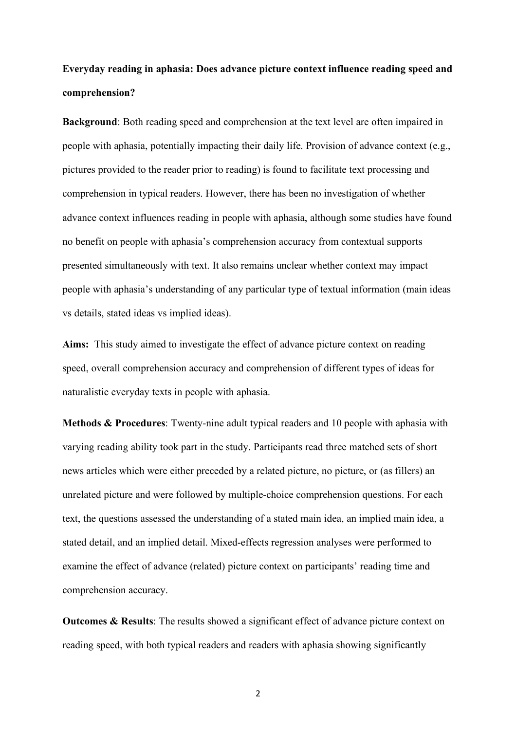**Everyday reading in aphasia: Does advance picture context influence reading speed and comprehension?**

**Background**: Both reading speed and comprehension at the text level are often impaired in people with aphasia, potentially impacting their daily life. Provision of advance context (e.g., pictures provided to the reader prior to reading) is found to facilitate text processing and comprehension in typical readers. However, there has been no investigation of whether advance context influences reading in people with aphasia, although some studies have found no benefit on people with aphasia's comprehension accuracy from contextual supports presented simultaneously with text. It also remains unclear whether context may impact people with aphasia's understanding of any particular type of textual information (main ideas vs details, stated ideas vs implied ideas).

**Aims:** This study aimed to investigate the effect of advance picture context on reading speed, overall comprehension accuracy and comprehension of different types of ideas for naturalistic everyday texts in people with aphasia.

**Methods & Procedures**: Twenty-nine adult typical readers and 10 people with aphasia with varying reading ability took part in the study. Participants read three matched sets of short news articles which were either preceded by a related picture, no picture, or (as fillers) an unrelated picture and were followed by multiple-choice comprehension questions. For each text, the questions assessed the understanding of a stated main idea, an implied main idea, a stated detail, and an implied detail. Mixed-effects regression analyses were performed to examine the effect of advance (related) picture context on participants' reading time and comprehension accuracy.

**Outcomes & Results**: The results showed a significant effect of advance picture context on reading speed, with both typical readers and readers with aphasia showing significantly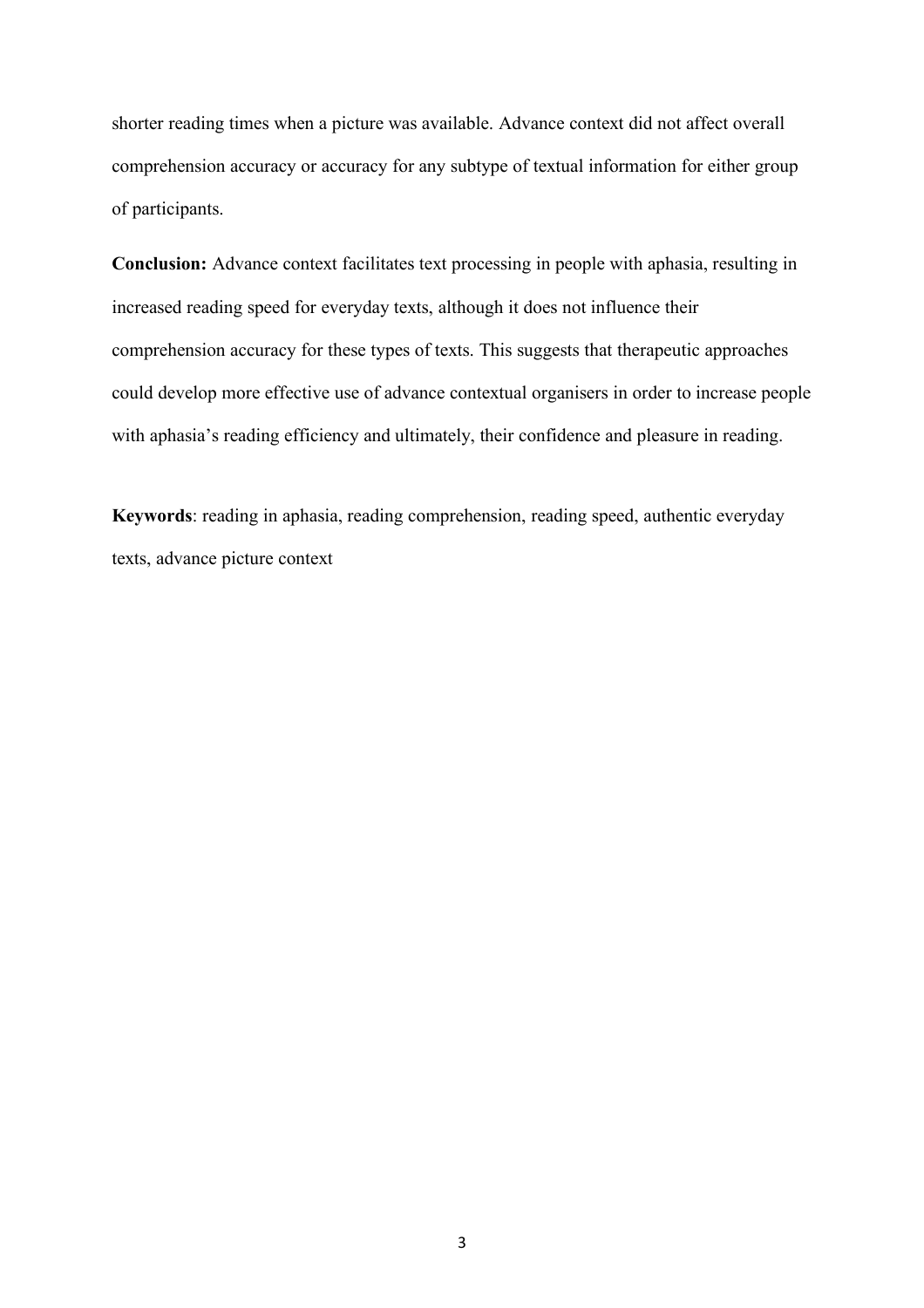shorter reading times when a picture was available. Advance context did not affect overall comprehension accuracy or accuracy for any subtype of textual information for either group of participants.

**Conclusion:** Advance context facilitates text processing in people with aphasia, resulting in increased reading speed for everyday texts, although it does not influence their comprehension accuracy for these types of texts. This suggests that therapeutic approaches could develop more effective use of advance contextual organisers in order to increase people with aphasia's reading efficiency and ultimately, their confidence and pleasure in reading.

**Keywords**: reading in aphasia, reading comprehension, reading speed, authentic everyday texts, advance picture context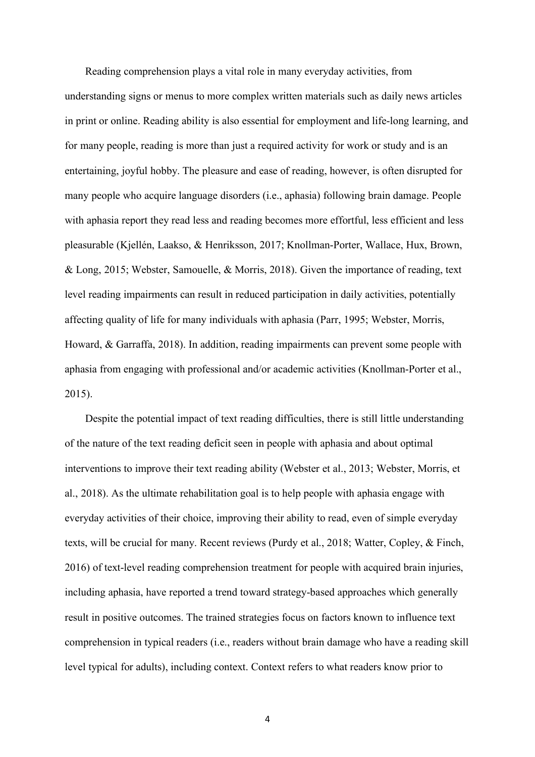Reading comprehension plays a vital role in many everyday activities, from understanding signs or menus to more complex written materials such as daily news articles in print or online. Reading ability is also essential for employment and life-long learning, and for many people, reading is more than just a required activity for work or study and is an entertaining, joyful hobby. The pleasure and ease of reading, however, is often disrupted for many people who acquire language disorders (i.e., aphasia) following brain damage. People with aphasia report they read less and reading becomes more effortful, less efficient and less pleasurable (Kjellén, Laakso, & Henriksson, 2017; Knollman-Porter, Wallace, Hux, Brown, & Long, 2015; Webster, Samouelle, & Morris, 2018). Given the importance of reading, text level reading impairments can result in reduced participation in daily activities, potentially affecting quality of life for many individuals with aphasia (Parr, 1995; Webster, Morris, Howard, & Garraffa, 2018). In addition, reading impairments can prevent some people with aphasia from engaging with professional and/or academic activities (Knollman-Porter et al., 2015).

Despite the potential impact of text reading difficulties, there is still little understanding of the nature of the text reading deficit seen in people with aphasia and about optimal interventions to improve their text reading ability (Webster et al., 2013; Webster, Morris, et al., 2018). As the ultimate rehabilitation goal is to help people with aphasia engage with everyday activities of their choice, improving their ability to read, even of simple everyday texts, will be crucial for many. Recent reviews (Purdy et al., 2018; Watter, Copley, & Finch, 2016) of text-level reading comprehension treatment for people with acquired brain injuries, including aphasia, have reported a trend toward strategy-based approaches which generally result in positive outcomes. The trained strategies focus on factors known to influence text comprehension in typical readers (i.e., readers without brain damage who have a reading skill level typical for adults), including context. Context refers to what readers know prior to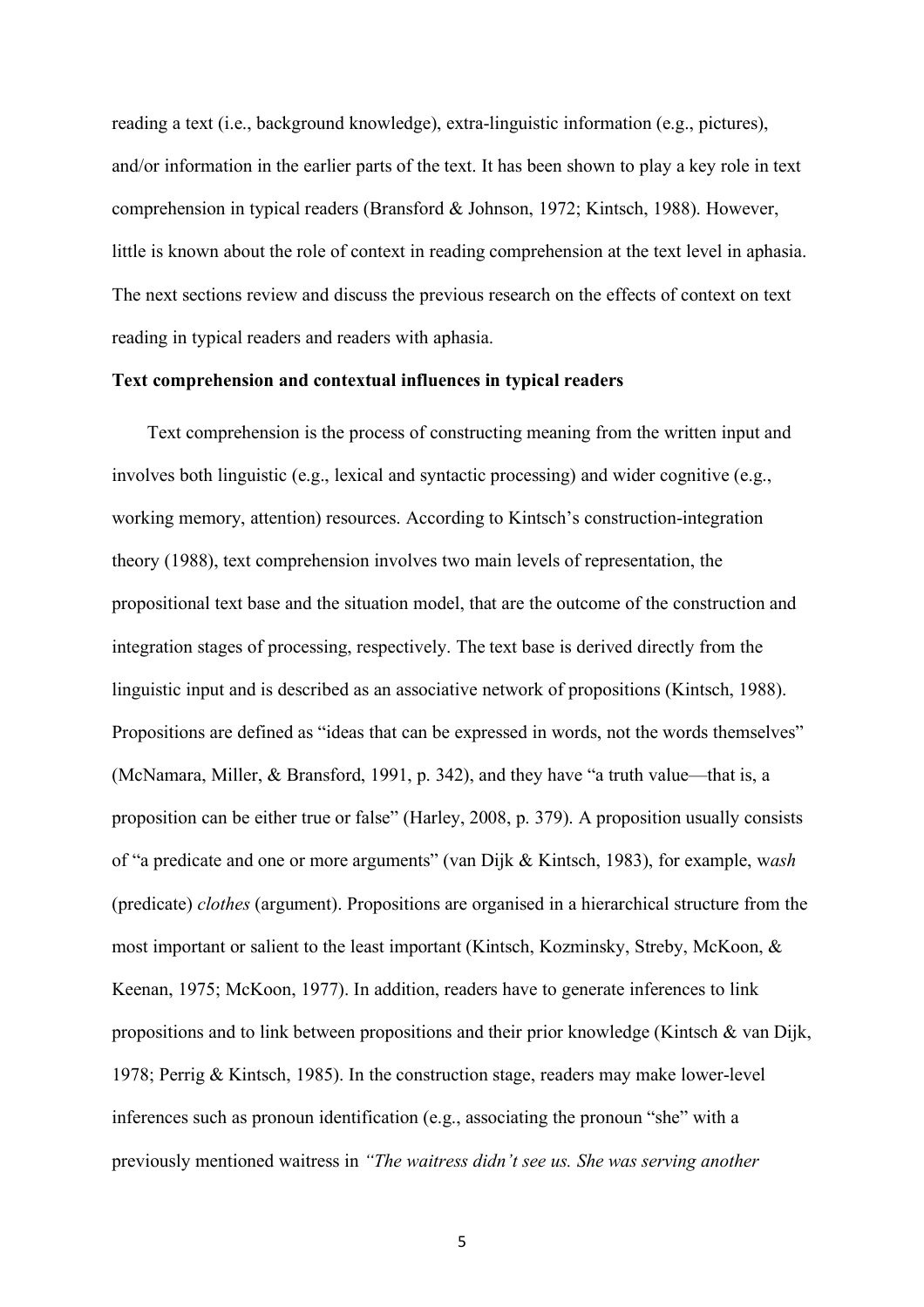reading a text (i.e., background knowledge), extra-linguistic information (e.g., pictures), and/or information in the earlier parts of the text. It has been shown to play a key role in text comprehension in typical readers (Bransford & Johnson, 1972; Kintsch, 1988). However, little is known about the role of context in reading comprehension at the text level in aphasia. The next sections review and discuss the previous research on the effects of context on text reading in typical readers and readers with aphasia.

**Text comprehension and contextual influences in typical readers**

Text comprehension is the process of constructing meaning from the written input and involves both linguistic (e.g., lexical and syntactic processing) and wider cognitive (e.g., working memory, attention) resources. According to Kintsch's construction-integration theory (1988), text comprehension involves two main levels of representation, the propositional text base and the situation model, that are the outcome of the construction and integration stages of processing, respectively. The text base is derived directly from the linguistic input and is described as an associative network of propositions (Kintsch, 1988). Propositions are defined as "ideas that can be expressed in words, not the words themselves" (McNamara, Miller, & Bransford, 1991, p. 342), and they have "a truth value—that is, a proposition can be either true or false" (Harley, 2008, p. 379). A proposition usually consists of "a predicate and one or more arguments" (van Dijk & Kintsch, 1983), for example, w*ash* (predicate) *clothes* (argument). Propositions are organised in a hierarchical structure from the most important or salient to the least important (Kintsch, Kozminsky, Streby, McKoon, & Keenan, 1975; McKoon, 1977). In addition, readers have to generate inferences to link propositions and to link between propositions and their prior knowledge (Kintsch & van Dijk, 1978; Perrig & Kintsch, 1985). In the construction stage, readers may make lower-level inferences such as pronoun identification (e.g., associating the pronoun "she" with a previously mentioned waitress in *"The waitress didn't see us. She was serving another*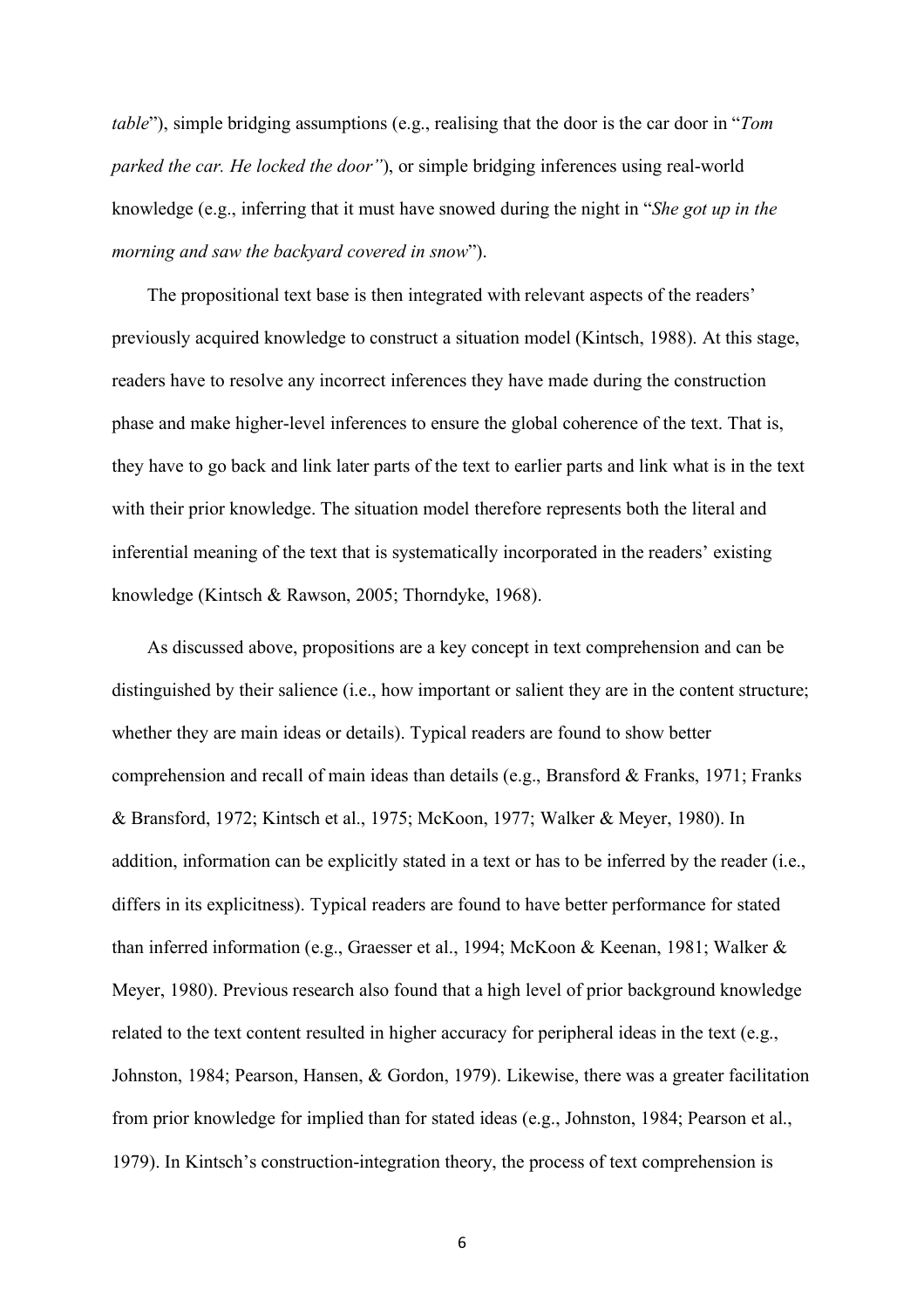*table*"), simple bridging assumptions (e.g., realising that the door is the car door in "*Tom parked the car. He locked the door"*), or simple bridging inferences using real-world knowledge (e.g., inferring that it must have snowed during the night in "*She got up in the morning and saw the backyard covered in snow*").

The propositional text base is then integrated with relevant aspects of the readers' previously acquired knowledge to construct a situation model (Kintsch, 1988). At this stage, readers have to resolve any incorrect inferences they have made during the construction phase and make higher-level inferences to ensure the global coherence of the text. That is, they have to go back and link later parts of the text to earlier parts and link what is in the text with their prior knowledge. The situation model therefore represents both the literal and inferential meaning of the text that is systematically incorporated in the readers' existing knowledge (Kintsch & Rawson, 2005; Thorndyke, 1968).

As discussed above, propositions are a key concept in text comprehension and can be distinguished by their salience (i.e., how important or salient they are in the content structure; whether they are main ideas or details). Typical readers are found to show better comprehension and recall of main ideas than details (e.g., Bransford & Franks, 1971; Franks & Bransford, 1972; Kintsch et al., 1975; McKoon, 1977; Walker & Meyer, 1980). In addition, information can be explicitly stated in a text or has to be inferred by the reader (i.e., differs in its explicitness). Typical readers are found to have better performance for stated than inferred information (e.g., Graesser et al., 1994; McKoon & Keenan, 1981; Walker & Meyer, 1980). Previous research also found that a high level of prior background knowledge related to the text content resulted in higher accuracy for peripheral ideas in the text (e.g., Johnston, 1984; Pearson, Hansen, & Gordon, 1979). Likewise, there was a greater facilitation from prior knowledge for implied than for stated ideas (e.g., Johnston, 1984; Pearson et al., 1979). In Kintsch's construction-integration theory, the process of text comprehension is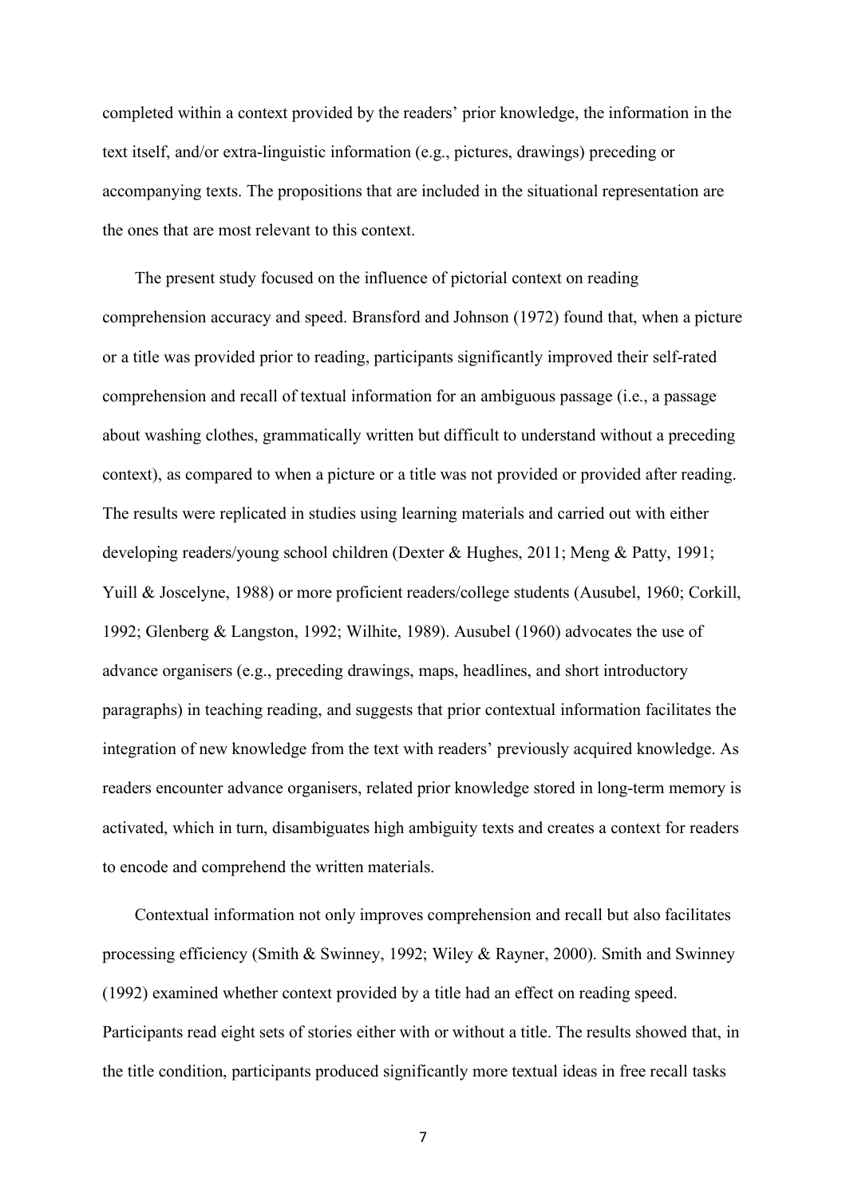completed within a context provided by the readers' prior knowledge, the information in the text itself, and/or extra-linguistic information (e.g., pictures, drawings) preceding or accompanying texts. The propositions that are included in the situational representation are the ones that are most relevant to this context.

The present study focused on the influence of pictorial context on reading comprehension accuracy and speed. Bransford and Johnson (1972) found that, when a picture or a title was provided prior to reading, participants significantly improved their self-rated comprehension and recall of textual information for an ambiguous passage (i.e., a passage about washing clothes, grammatically written but difficult to understand without a preceding context), as compared to when a picture or a title was not provided or provided after reading. The results were replicated in studies using learning materials and carried out with either developing readers/young school children (Dexter & Hughes, 2011; Meng & Patty, 1991; Yuill & Joscelyne, 1988) or more proficient readers/college students (Ausubel, 1960; Corkill, 1992; Glenberg & Langston, 1992; Wilhite, 1989). Ausubel (1960) advocates the use of advance organisers (e.g., preceding drawings, maps, headlines, and short introductory paragraphs) in teaching reading, and suggests that prior contextual information facilitates the integration of new knowledge from the text with readers' previously acquired knowledge. As readers encounter advance organisers, related prior knowledge stored in long-term memory is activated, which in turn, disambiguates high ambiguity texts and creates a context for readers to encode and comprehend the written materials.

Contextual information not only improves comprehension and recall but also facilitates processing efficiency (Smith & Swinney, 1992; Wiley & Rayner, 2000). Smith and Swinney (1992) examined whether context provided by a title had an effect on reading speed. Participants read eight sets of stories either with or without a title. The results showed that, in the title condition, participants produced significantly more textual ideas in free recall tasks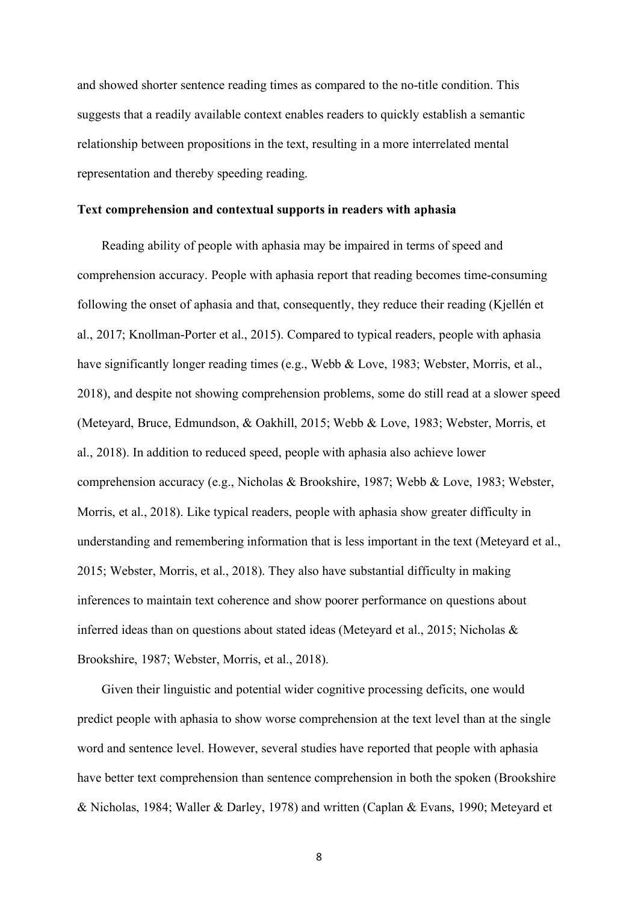and showed shorter sentence reading times as compared to the no-title condition. This suggests that a readily available context enables readers to quickly establish a semantic relationship between propositions in the text, resulting in a more interrelated mental representation and thereby speeding reading.

**Text comprehension and contextual supports in readers with aphasia**

Reading ability of people with aphasia may be impaired in terms of speed and comprehension accuracy. People with aphasia report that reading becomes time-consuming following the onset of aphasia and that, consequently, they reduce their reading (Kjellén et al., 2017; Knollman-Porter et al., 2015). Compared to typical readers, people with aphasia have significantly longer reading times (e.g., Webb & Love, 1983; Webster, Morris, et al., 2018), and despite not showing comprehension problems, some do still read at a slower speed (Meteyard, Bruce, Edmundson, & Oakhill, 2015; Webb & Love, 1983; Webster, Morris, et al., 2018). In addition to reduced speed, people with aphasia also achieve lower comprehension accuracy (e.g., Nicholas & Brookshire, 1987; Webb & Love, 1983; Webster, Morris, et al., 2018). Like typical readers, people with aphasia show greater difficulty in understanding and remembering information that is less important in the text (Meteyard et al., 2015; Webster, Morris, et al., 2018). They also have substantial difficulty in making inferences to maintain text coherence and show poorer performance on questions about inferred ideas than on questions about stated ideas (Meteyard et al., 2015; Nicholas & Brookshire, 1987; Webster, Morris, et al., 2018).

Given their linguistic and potential wider cognitive processing deficits, one would predict people with aphasia to show worse comprehension at the text level than at the single word and sentence level. However, several studies have reported that people with aphasia have better text comprehension than sentence comprehension in both the spoken (Brookshire & Nicholas, 1984; Waller & Darley, 1978) and written (Caplan & Evans, 1990; Meteyard et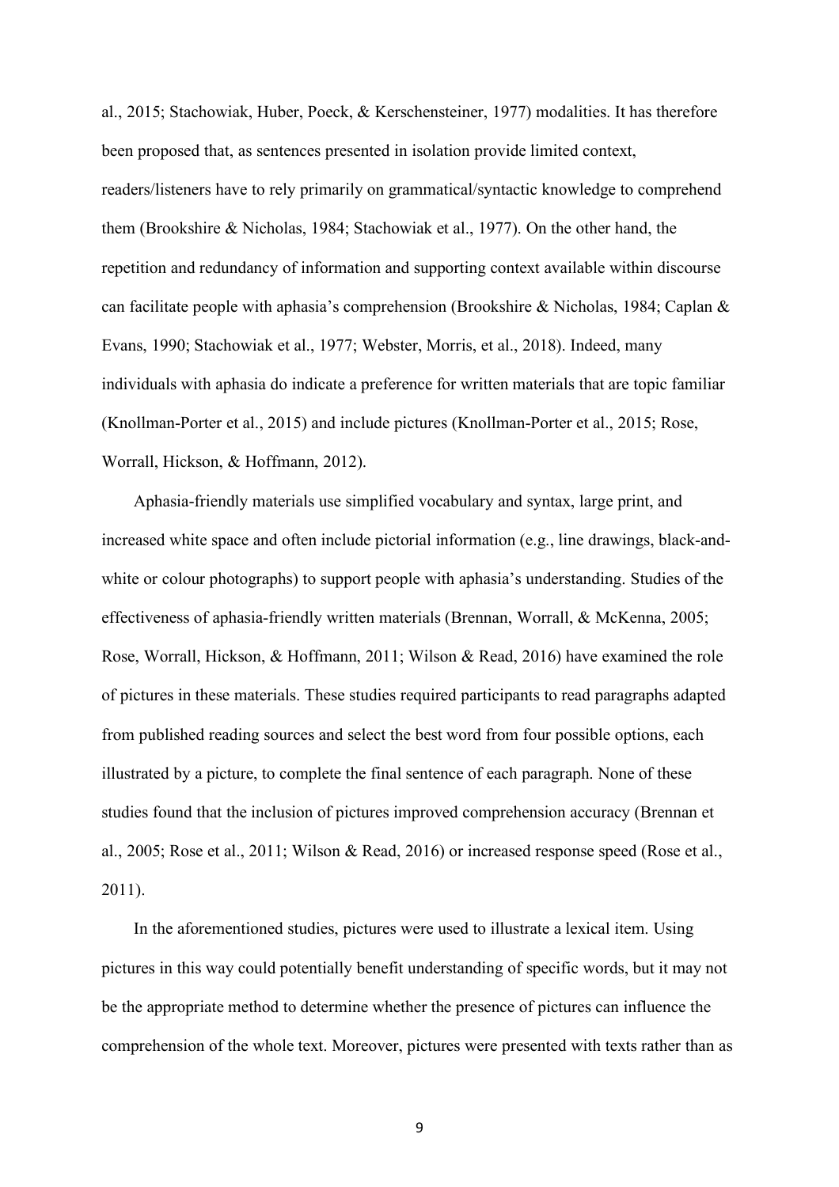al., 2015; Stachowiak, Huber, Poeck, & Kerschensteiner, 1977) modalities. It has therefore been proposed that, as sentences presented in isolation provide limited context, readers/listeners have to rely primarily on grammatical/syntactic knowledge to comprehend them (Brookshire & Nicholas, 1984; Stachowiak et al., 1977). On the other hand, the repetition and redundancy of information and supporting context available within discourse can facilitate people with aphasia's comprehension (Brookshire & Nicholas, 1984; Caplan & Evans, 1990; Stachowiak et al., 1977; Webster, Morris, et al., 2018). Indeed, many individuals with aphasia do indicate a preference for written materials that are topic familiar (Knollman-Porter et al., 2015) and include pictures (Knollman-Porter et al., 2015; Rose, Worrall, Hickson, & Hoffmann, 2012).

Aphasia-friendly materials use simplified vocabulary and syntax, large print, and increased white space and often include pictorial information (e.g., line drawings, black-and-white or colour photographs) to support people with aphasia's understanding. Studies of the effectiveness of aphasia-friendly written materials (Brennan, Worrall, & McKenna, 2005; Rose, Worrall, Hickson, & Hoffmann, 2011; Wilson & Read, 2016) have examined the role of pictures in these materials. These studies required participants to read paragraphs adapted from published reading sources and select the best word from four possible options, each illustrated by a picture, to complete the final sentence of each paragraph. None of these studies found that the inclusion of pictures improved comprehension accuracy (Brennan et al., 2005; Rose et al., 2011; Wilson & Read, 2016) or increased response speed (Rose et al., 2011).

In the aforementioned studies, pictures were used to illustrate a lexical item. Using pictures in this way could potentially benefit understanding of specific words, but it may not be the appropriate method to determine whether the presence of pictures can influence the comprehension of the whole text. Moreover, pictures were presented with texts rather than as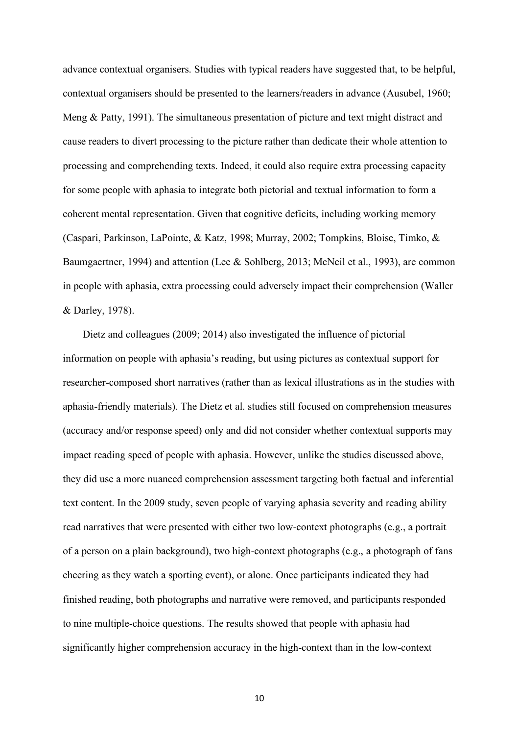advance contextual organisers. Studies with typical readers have suggested that, to be helpful, contextual organisers should be presented to the learners/readers in advance (Ausubel, 1960; Meng & Patty, 1991). The simultaneous presentation of picture and text might distract and cause readers to divert processing to the picture rather than dedicate their whole attention to processing and comprehending texts. Indeed, it could also require extra processing capacity for some people with aphasia to integrate both pictorial and textual information to form a coherent mental representation. Given that cognitive deficits, including working memory (Caspari, Parkinson, LaPointe, & Katz, 1998; Murray, 2002; Tompkins, Bloise, Timko, & Baumgaertner, 1994) and attention (Lee & Sohlberg, 2013; McNeil et al., 1993), are common in people with aphasia, extra processing could adversely impact their comprehension (Waller & Darley, 1978).

Dietz and colleagues (2009; 2014) also investigated the influence of pictorial information on people with aphasia's reading, but using pictures as contextual support for researcher-composed short narratives (rather than as lexical illustrations as in the studies with aphasia-friendly materials). The Dietz et al. studies still focused on comprehension measures (accuracy and/or response speed) only and did not consider whether contextual supports may impact reading speed of people with aphasia. However, unlike the studies discussed above, they did use a more nuanced comprehension assessment targeting both factual and inferential text content. In the 2009 study, seven people of varying aphasia severity and reading ability read narratives that were presented with either two low-context photographs (e.g., a portrait of a person on a plain background), two high-context photographs (e.g., a photograph of fans cheering as they watch a sporting event), or alone. Once participants indicated they had finished reading, both photographs and narrative were removed, and participants responded to nine multiple-choice questions. The results showed that people with aphasia had significantly higher comprehension accuracy in the high-context than in the low-context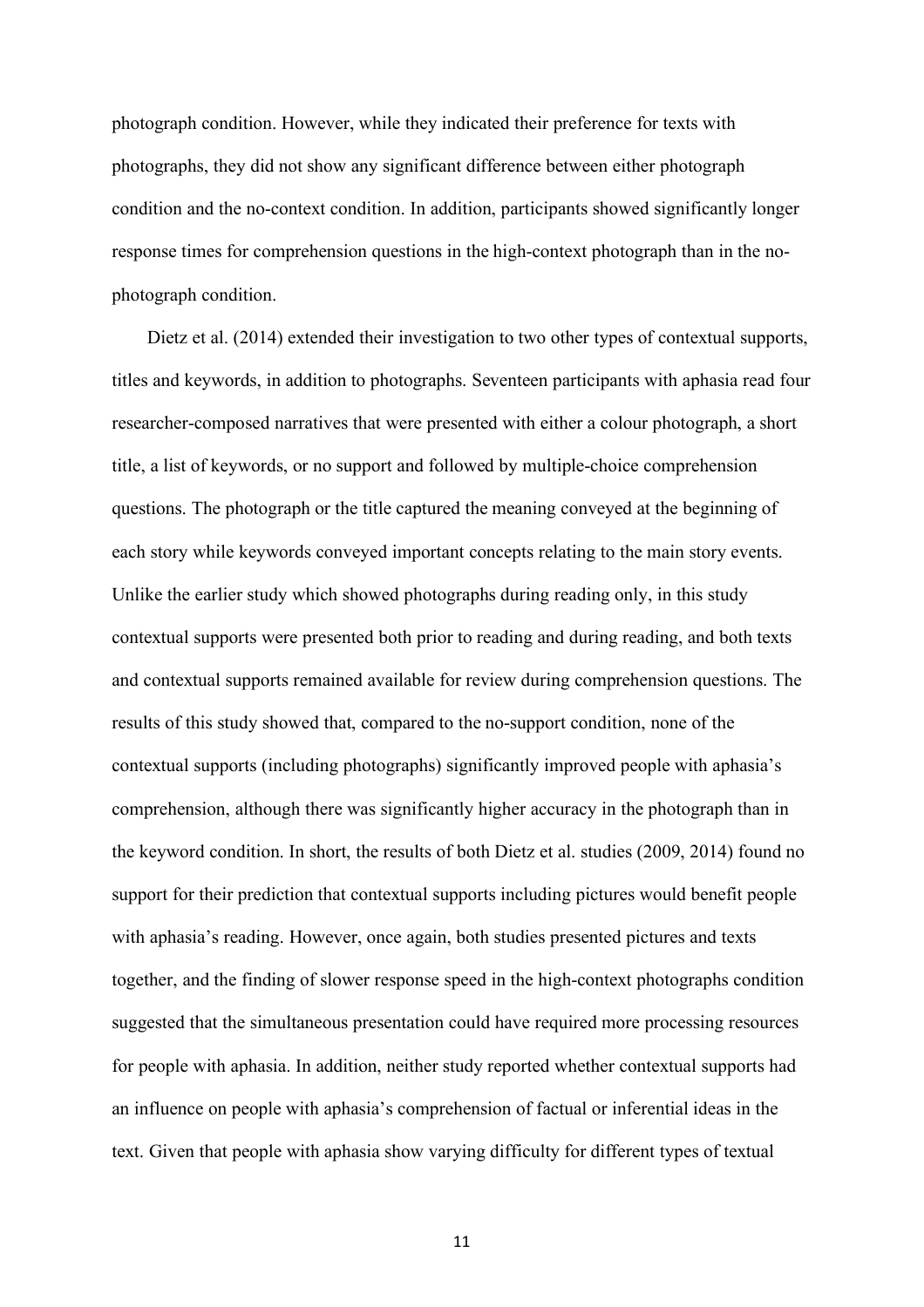photograph condition. However, while they indicated their preference for texts with photographs, they did not show any significant difference between either photograph condition and the no-context condition. In addition, participants showed significantly longer response times for comprehension questions in the high-context photograph than in the no-photograph condition.

Dietz et al. (2014) extended their investigation to two other types of contextual supports, titles and keywords, in addition to photographs. Seventeen participants with aphasia read four researcher-composed narratives that were presented with either a colour photograph, a short title, a list of keywords, or no support and followed by multiple-choice comprehension questions. The photograph or the title captured the meaning conveyed at the beginning of each story while keywords conveyed important concepts relating to the main story events. Unlike the earlier study which showed photographs during reading only, in this study contextual supports were presented both prior to reading and during reading, and both texts and contextual supports remained available for review during comprehension questions. The results of this study showed that, compared to the no-support condition, none of the contextual supports (including photographs) significantly improved people with aphasia's comprehension, although there was significantly higher accuracy in the photograph than in the keyword condition. In short, the results of both Dietz et al. studies (2009, 2014) found no support for their prediction that contextual supports including pictures would benefit people with aphasia's reading. However, once again, both studies presented pictures and texts together, and the finding of slower response speed in the high-context photographs condition suggested that the simultaneous presentation could have required more processing resources for people with aphasia. In addition, neither study reported whether contextual supports had an influence on people with aphasia's comprehension of factual or inferential ideas in the text. Given that people with aphasia show varying difficulty for different types of textual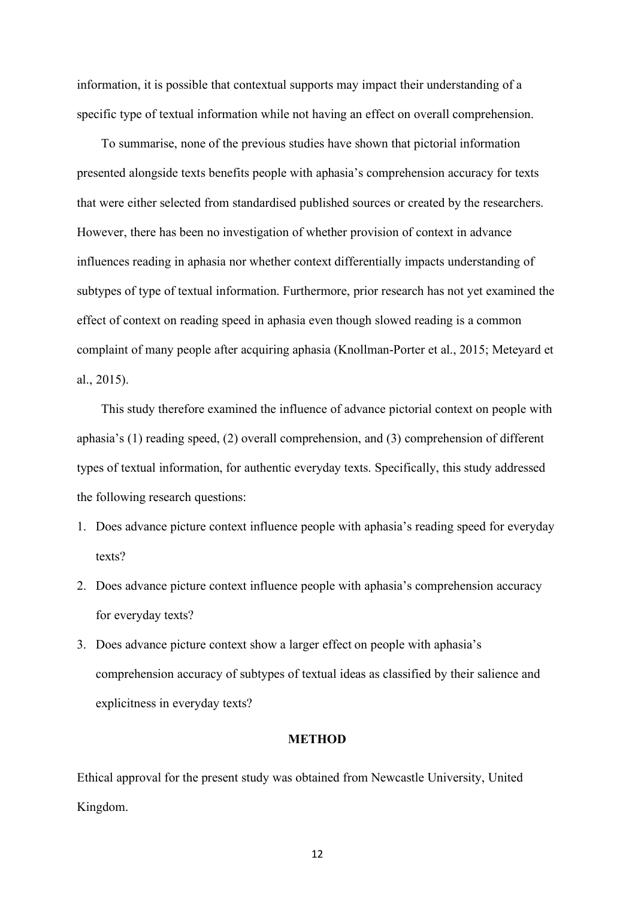information, it is possible that contextual supports may impact their understanding of a specific type of textual information while not having an effect on overall comprehension.

To summarise, none of the previous studies have shown that pictorial information presented alongside texts benefits people with aphasia's comprehension accuracy for texts that were either selected from standardised published sources or created by the researchers. However, there has been no investigation of whether provision of context in advance influences reading in aphasia nor whether context differentially impacts understanding of subtypes of type of textual information. Furthermore, prior research has not yet examined the effect of context on reading speed in aphasia even though slowed reading is a common complaint of many people after acquiring aphasia (Knollman-Porter et al., 2015; Meteyard et al., 2015).

This study therefore examined the influence of advance pictorial context on people with aphasia's (1) reading speed, (2) overall comprehension, and (3) comprehension of different types of textual information, for authentic everyday texts. Specifically, this study addressed the following research questions:

1. Does advance picture context influence people with aphasia's reading speed for everyday texts?
2. Does advance picture context influence people with aphasia's comprehension accuracy for everyday texts?
3. Does advance picture context show a larger effect on people with aphasia's comprehension accuracy of subtypes of textual ideas as classified by their salience and explicitness in everyday texts?

## METHOD

Ethical approval for the present study was obtained from Newcastle University, United Kingdom.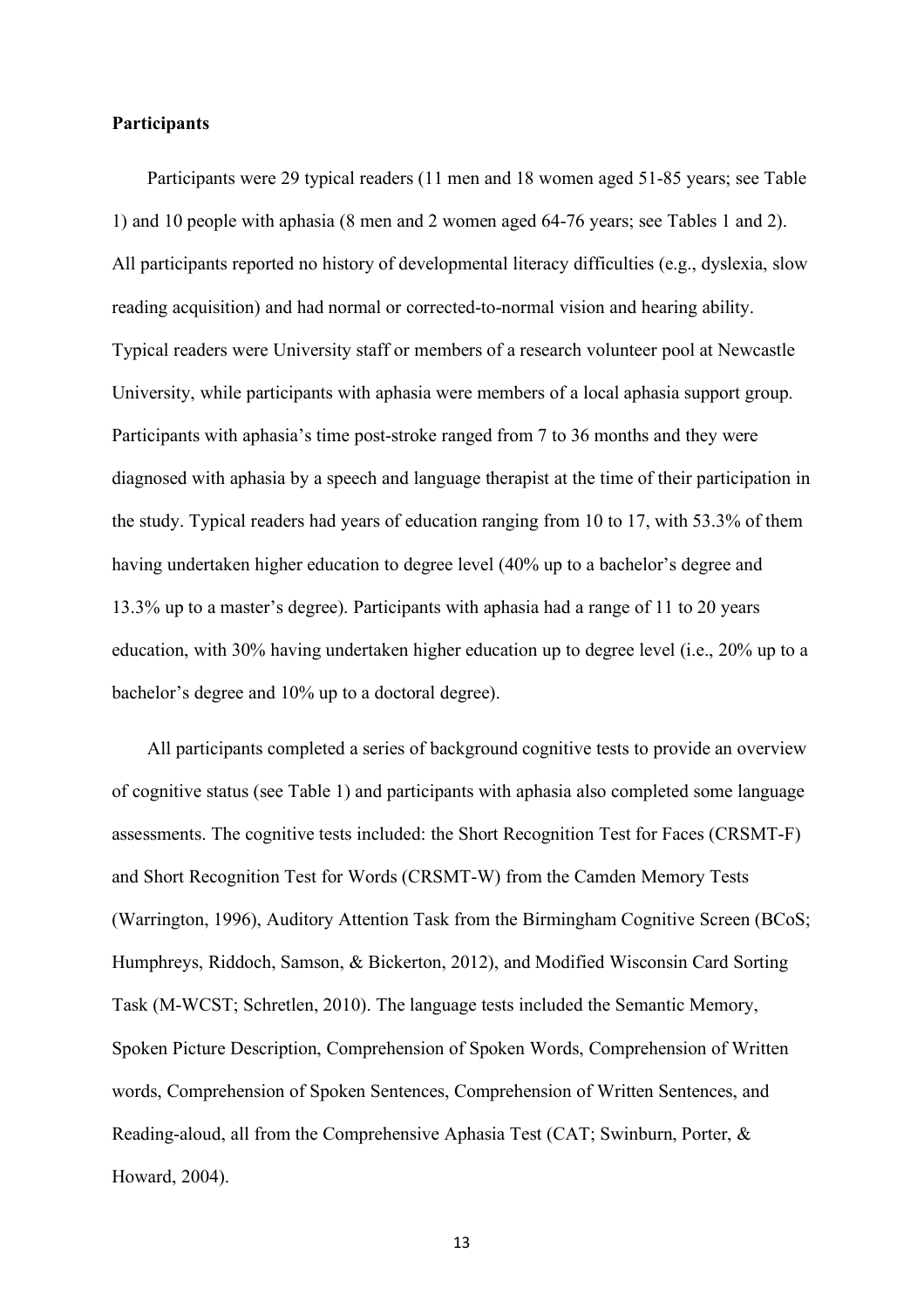**Participants**

Participants were 29 typical readers (11 men and 18 women aged 51-85 years; see Table 1) and 10 people with aphasia (8 men and 2 women aged 64-76 years; see Tables 1 and 2). All participants reported no history of developmental literacy difficulties (e.g., dyslexia, slow reading acquisition) and had normal or corrected-to-normal vision and hearing ability. Typical readers were University staff or members of a research volunteer pool at Newcastle University, while participants with aphasia were members of a local aphasia support group. Participants with aphasia's time post-stroke ranged from 7 to 36 months and they were diagnosed with aphasia by a speech and language therapist at the time of their participation in the study. Typical readers had years of education ranging from 10 to 17, with 53.3% of them having undertaken higher education to degree level (40% up to a bachelor's degree and 13.3% up to a master's degree). Participants with aphasia had a range of 11 to 20 years education, with 30% having undertaken higher education up to degree level (i.e., 20% up to a bachelor's degree and 10% up to a doctoral degree).

All participants completed a series of background cognitive tests to provide an overview of cognitive status (see Table 1) and participants with aphasia also completed some language assessments. The cognitive tests included: the Short Recognition Test for Faces (CRSMT-F) and Short Recognition Test for Words (CRSMT-W) from the Camden Memory Tests (Warrington, 1996), Auditory Attention Task from the Birmingham Cognitive Screen (BCoS; Humphreys, Riddoch, Samson, & Bickerton, 2012), and Modified Wisconsin Card Sorting Task (M-WCST; Schretlen, 2010). The language tests included the Semantic Memory, Spoken Picture Description, Comprehension of Spoken Words, Comprehension of Written words, Comprehension of Spoken Sentences, Comprehension of Written Sentences, and Reading-aloud, all from the Comprehensive Aphasia Test (CAT; Swinburn, Porter, & Howard, 2004).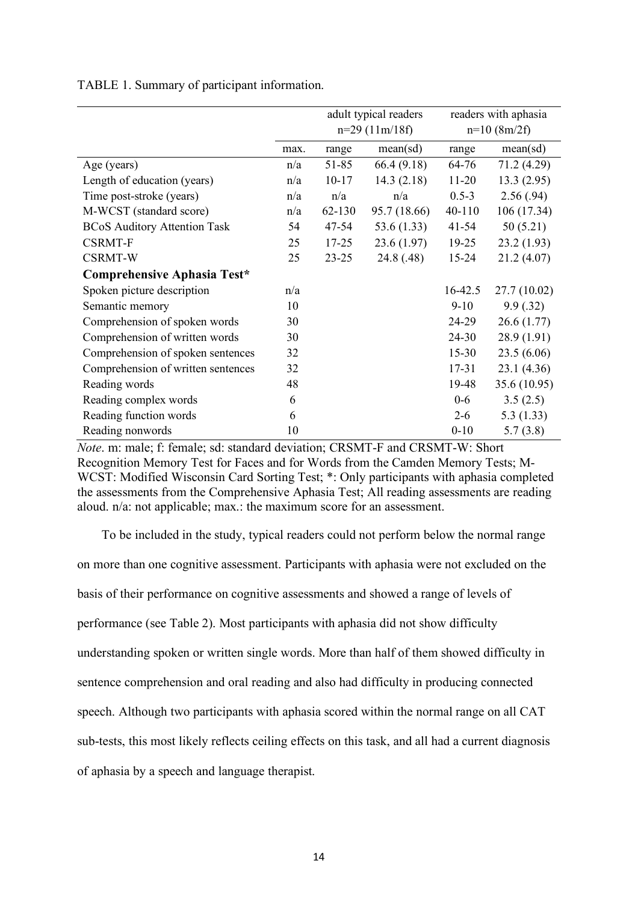TABLE 1. Summary of participant information.

| | | adult typical readers n=29 (11m/18f) | | readers with aphasia n=10 (8m/2f) | |
|---|---|---|---|---|---|
| | max. | range | mean(sd) | range | mean(sd) |
| Age (years) | n/a | 51-85 | 66.4 (9.18) | 64-76 | 71.2 (4.29) |
| Length of education (years) | n/a | 10-17 | 14.3 (2.18) | 11-20 | 13.3 (2.95) |
| Time post-stroke (years) | n/a | n/a | n/a | 0.5-3 | 2.56 (.94) |
| M-WCST (standard score) | n/a | 62-130 | 95.7 (18.66) | 40-110 | 106 (17.34) |
| BCoS Auditory Attention Task | 54 | 47-54 | 53.6 (1.33) | 41-54 | 50 (5.21) |
| CSRMT-F | 25 | 17-25 | 23.6 (1.97) | 19-25 | 23.2 (1.93) |
| CSRMT-W | 25 | 23-25 | 24.8 (.48) | 15-24 | 21.2 (4.07) |
| **Comprehensive Aphasia Test*** | | | | | |
| Spoken picture description | n/a | | | 16-42.5 | 27.7 (10.02) |
| Semantic memory | 10 | | | 9-10 | 9.9 (.32) |
| Comprehension of spoken words | 30 | | | 24-29 | 26.6 (1.77) |
| Comprehension of written words | 30 | | | 24-30 | 28.9 (1.91) |
| Comprehension of spoken sentences | 32 | | | 15-30 | 23.5 (6.06) |
| Comprehension of written sentences | 32 | | | 17-31 | 23.1 (4.36) |
| Reading words | 48 | | | 19-48 | 35.6 (10.95) |
| Reading complex words | 6 | | | 0-6 | 3.5 (2.5) |
| Reading function words | 6 | | | 2-6 | 5.3 (1.33) |
| Reading nonwords | 10 | | | 0-10 | 5.7 (3.8) |

*Note*. m: male; f: female; sd: standard deviation; CRSMT-F and CRSMT-W: Short Recognition Memory Test for Faces and for Words from the Camden Memory Tests; M-WCST: Modified Wisconsin Card Sorting Test; *: Only participants with aphasia completed the assessments from the Comprehensive Aphasia Test; All reading assessments are reading aloud. n/a: not applicable; max.: the maximum score for an assessment.

To be included in the study, typical readers could not perform below the normal range on more than one cognitive assessment. Participants with aphasia were not excluded on the basis of their performance on cognitive assessments and showed a range of levels of performance (see Table 2). Most participants with aphasia did not show difficulty understanding spoken or written single words. More than half of them showed difficulty in sentence comprehension and oral reading and also had difficulty in producing connected speech. Although two participants with aphasia scored within the normal range on all CAT sub-tests, this most likely reflects ceiling effects on this task, and all had a current diagnosis of aphasia by a speech and language therapist.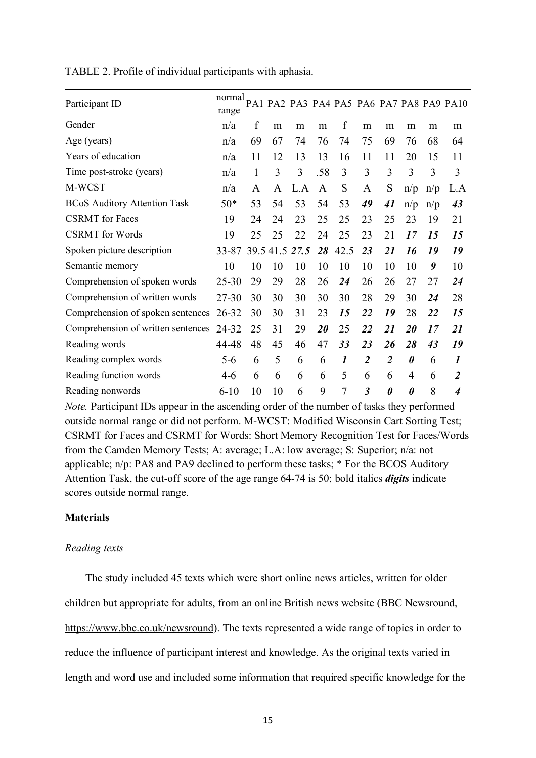TABLE 2. Profile of individual participants with aphasia.

| Participant ID | normal range | PA1 | PA2 | PA3 | PA4 | PA5 | PA6 | PA7 | PA8 | PA9 | PA10 |
|---|---|---|---|---|---|---|---|---|---|---|---|
| Gender | n/a | f | m | m | m | f | m | m | m | m | m |
| Age (years) | n/a | 69 | 67 | 74 | 76 | 74 | 75 | 69 | 76 | 68 | 64 |
| Years of education | n/a | 11 | 12 | 13 | 13 | 16 | 11 | 11 | 20 | 15 | 11 |
| Time post-stroke (years) | n/a | 1 | 3 | 3 | .58 | 3 | 3 | 3 | 3 | 3 | 3 |
| M-WCST | n/a | A | A | L.A | A | S | A | S | n/p | n/p | L.A |
| BCoS Auditory Attention Task | 50* | 53 | 54 | 53 | 54 | 53 | ***49*** | ***41*** | n/p | n/p | ***43*** |
| CSRMT for Faces | 19 | 24 | 24 | 23 | 25 | 25 | 23 | 25 | 23 | 19 | 21 |
| CSRMT for Words | 19 | 25 | 25 | 22 | 24 | 25 | 23 | 21 | ***17*** | ***15*** | ***15*** |
| Spoken picture description | 33-87 | 39.5 | 41.5 | ***27.5*** | ***28*** | 42.5 | ***23*** | ***21*** | ***16*** | ***19*** | ***19*** |
| Semantic memory | 10 | 10 | 10 | 10 | 10 | 10 | 10 | 10 | 10 | ***9*** | 10 |
| Comprehension of spoken words | 25-30 | 29 | 29 | 28 | 26 | ***24*** | 26 | 26 | 27 | 27 | ***24*** |
| Comprehension of written words | 27-30 | 30 | 30 | 30 | 30 | 30 | 28 | 29 | 30 | ***24*** | 28 |
| Comprehension of spoken sentences | 26-32 | 30 | 30 | 31 | 23 | ***15*** | ***22*** | ***19*** | 28 | ***22*** | ***15*** |
| Comprehension of written sentences | 24-32 | 25 | 31 | 29 | ***20*** | 25 | ***22*** | ***21*** | ***20*** | ***17*** | ***21*** |
| Reading words | 44-48 | 48 | 45 | 46 | 47 | ***33*** | ***23*** | ***26*** | ***28*** | ***43*** | ***19*** |
| Reading complex words | 5-6 | 6 | 5 | 6 | 6 | ***1*** | ***2*** | ***2*** | ***0*** | 6 | ***1*** |
| Reading function words | 4-6 | 6 | 6 | 6 | 6 | 5 | 6 | 6 | 4 | 6 | ***2*** |
| Reading nonwords | 6-10 | 10 | 10 | 6 | 9 | 7 | ***3*** | ***0*** | ***0*** | 8 | ***4*** |

*Note.* Participant IDs appear in the ascending order of the number of tasks they performed outside normal range or did not perform. M-WCST: Modified Wisconsin Cart Sorting Test; CSRMT for Faces and CSRMT for Words: Short Memory Recognition Test for Faces/Words from the Camden Memory Tests; A: average; L.A: low average; S: Superior; n/a: not applicable; n/p: PA8 and PA9 declined to perform these tasks; * For the BCOS Auditory Attention Task, the cut-off score of the age range 64-74 is 50; bold italics ***digits*** indicate scores outside normal range.

**Materials**

*Reading texts*

The study included 45 texts which were short online news articles, written for older children but appropriate for adults, from an online British news website (BBC Newsround, https://www.bbc.co.uk/newsround). The texts represented a wide range of topics in order to reduce the influence of participant interest and knowledge. As the original texts varied in length and word use and included some information that required specific knowledge for the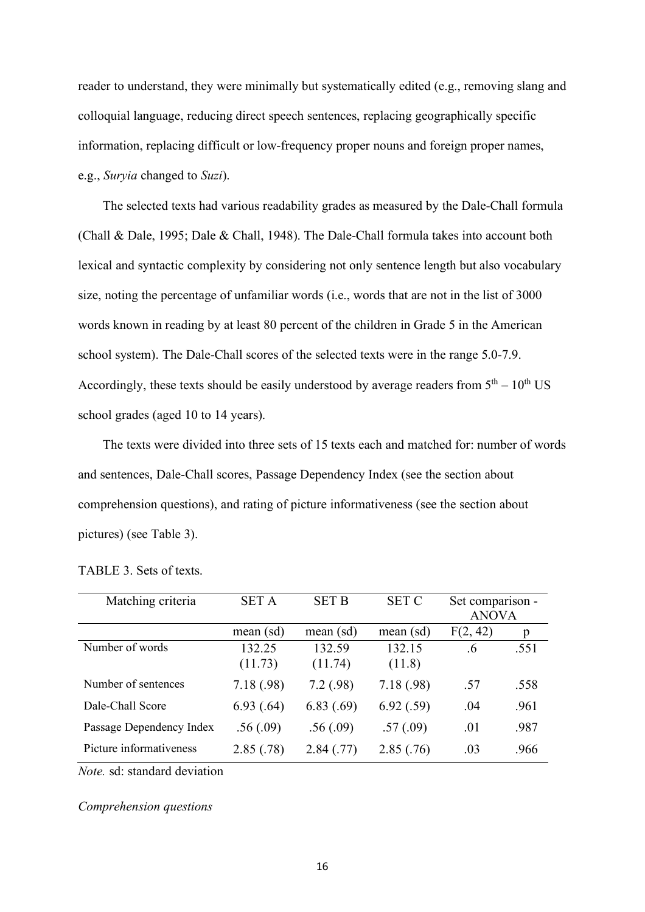reader to understand, they were minimally but systematically edited (e.g., removing slang and colloquial language, reducing direct speech sentences, replacing geographically specific information, replacing difficult or low-frequency proper nouns and foreign proper names, e.g., *Suryia* changed to *Suzi*).

The selected texts had various readability grades as measured by the Dale-Chall formula (Chall & Dale, 1995; Dale & Chall, 1948). The Dale-Chall formula takes into account both lexical and syntactic complexity by considering not only sentence length but also vocabulary size, noting the percentage of unfamiliar words (i.e., words that are not in the list of 3000 words known in reading by at least 80 percent of the children in Grade 5 in the American school system). The Dale-Chall scores of the selected texts were in the range 5.0-7.9. Accordingly, these texts should be easily understood by average readers from 5th – 10th US school grades (aged 10 to 14 years).

The texts were divided into three sets of 15 texts each and matched for: number of words and sentences, Dale-Chall scores, Passage Dependency Index (see the section about comprehension questions), and rating of picture informativeness (see the section about pictures) (see Table 3).

TABLE 3. Sets of texts.

| Matching criteria | SET A | SET B | SET C | Set comparison - ANOVA | |
|---|---|---|---|---|---|
| | mean (sd) | mean (sd) | mean (sd) | $F(2, 42)$ | p |
| Number of words | 132.25 (11.73) | 132.59 (11.74) | 132.15 (11.8) | .6 | .551 |
| Number of sentences | 7.18 (.98) | 7.2 (.98) | 7.18 (.98) | .57 | .558 |
| Dale-Chall Score | 6.93 (.64) | 6.83 (.69) | 6.92 (.59) | .04 | .961 |
| Passage Dependency Index | .56 (.09) | .56 (.09) | .57 (.09) | .01 | .987 |
| Picture informativeness | 2.85 (.78) | 2.84 (.77) | 2.85 (.76) | .03 | .966 |

*Note.* sd: standard deviation

*Comprehension questions*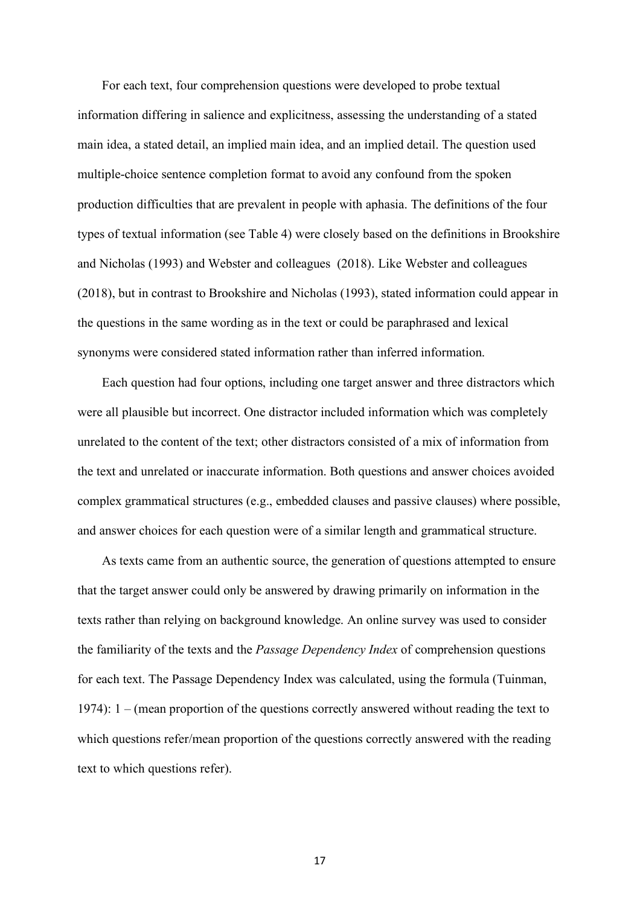For each text, four comprehension questions were developed to probe textual information differing in salience and explicitness, assessing the understanding of a stated main idea, a stated detail, an implied main idea, and an implied detail. The question used multiple-choice sentence completion format to avoid any confound from the spoken production difficulties that are prevalent in people with aphasia. The definitions of the four types of textual information (see Table 4) were closely based on the definitions in Brookshire and Nicholas (1993) and Webster and colleagues (2018). Like Webster and colleagues (2018), but in contrast to Brookshire and Nicholas (1993), stated information could appear in the questions in the same wording as in the text or could be paraphrased and lexical synonyms were considered stated information rather than inferred information.

Each question had four options, including one target answer and three distractors which were all plausible but incorrect. One distractor included information which was completely unrelated to the content of the text; other distractors consisted of a mix of information from the text and unrelated or inaccurate information. Both questions and answer choices avoided complex grammatical structures (e.g., embedded clauses and passive clauses) where possible, and answer choices for each question were of a similar length and grammatical structure.

As texts came from an authentic source, the generation of questions attempted to ensure that the target answer could only be answered by drawing primarily on information in the texts rather than relying on background knowledge. An online survey was used to consider the familiarity of the texts and the *Passage Dependency Index* of comprehension questions for each text. The Passage Dependency Index was calculated, using the formula (Tuinman, 1974): 1 – (mean proportion of the questions correctly answered without reading the text to which questions refer/mean proportion of the questions correctly answered with the reading text to which questions refer).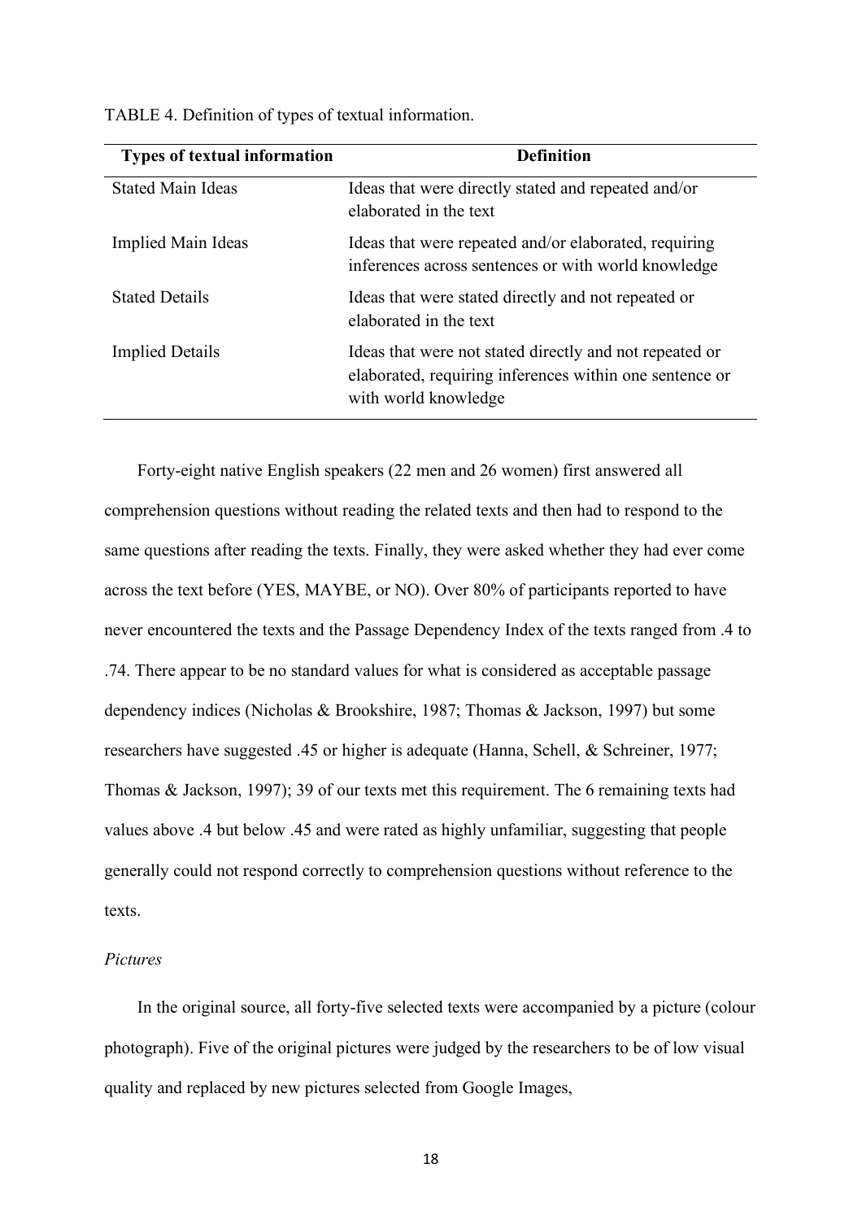TABLE 4. Definition of types of textual information.

| Types of textual information | Definition |
|---|---|
| Stated Main Ideas | Ideas that were directly stated and repeated and/or elaborated in the text |
| Implied Main Ideas | Ideas that were repeated and/or elaborated, requiring inferences across sentences or with world knowledge |
| Stated Details | Ideas that were stated directly and not repeated or elaborated in the text |
| Implied Details | Ideas that were not stated directly and not repeated or elaborated, requiring inferences within one sentence or with world knowledge |

Forty-eight native English speakers (22 men and 26 women) first answered all comprehension questions without reading the related texts and then had to respond to the same questions after reading the texts. Finally, they were asked whether they had ever come across the text before (YES, MAYBE, or NO). Over 80% of participants reported to have never encountered the texts and the Passage Dependency Index of the texts ranged from .4 to .74. There appear to be no standard values for what is considered as acceptable passage dependency indices (Nicholas & Brookshire, 1987; Thomas & Jackson, 1997) but some researchers have suggested .45 or higher is adequate (Hanna, Schell, & Schreiner, 1977; Thomas & Jackson, 1997); 39 of our texts met this requirement. The 6 remaining texts had values above .4 but below .45 and were rated as highly unfamiliar, suggesting that people generally could not respond correctly to comprehension questions without reference to the texts.

*Pictures*

In the original source, all forty-five selected texts were accompanied by a picture (colour photograph). Five of the original pictures were judged by the researchers to be of low visual quality and replaced by new pictures selected from Google Images,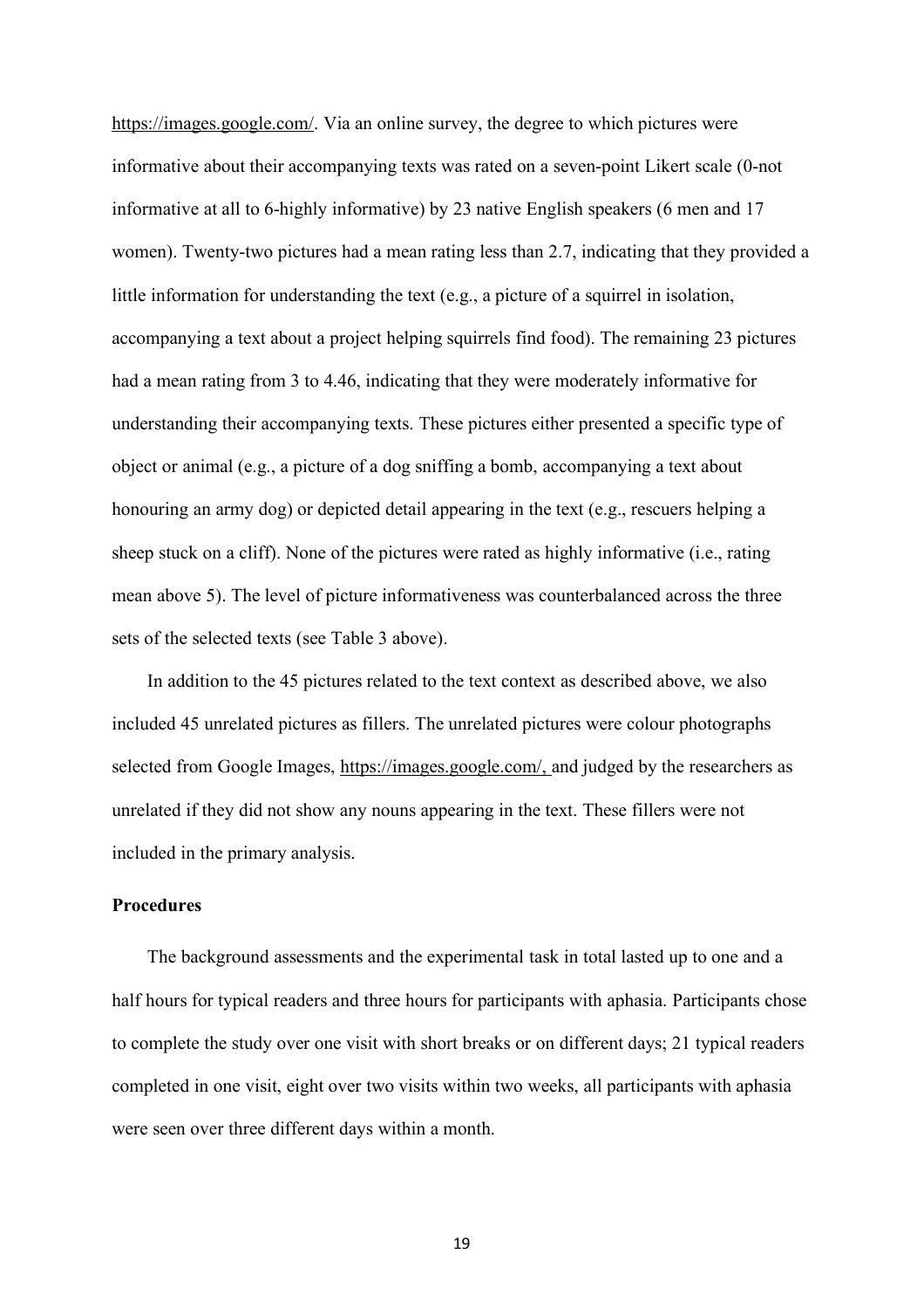https://images.google.com/. Via an online survey, the degree to which pictures were informative about their accompanying texts was rated on a seven-point Likert scale (0-not informative at all to 6-highly informative) by 23 native English speakers (6 men and 17 women). Twenty-two pictures had a mean rating less than 2.7, indicating that they provided a little information for understanding the text (e.g., a picture of a squirrel in isolation, accompanying a text about a project helping squirrels find food). The remaining 23 pictures had a mean rating from 3 to 4.46, indicating that they were moderately informative for understanding their accompanying texts. These pictures either presented a specific type of object or animal (e.g., a picture of a dog sniffing a bomb, accompanying a text about honouring an army dog) or depicted detail appearing in the text (e.g., rescuers helping a sheep stuck on a cliff). None of the pictures were rated as highly informative (i.e., rating mean above 5). The level of picture informativeness was counterbalanced across the three sets of the selected texts (see Table 3 above).

In addition to the 45 pictures related to the text context as described above, we also included 45 unrelated pictures as fillers. The unrelated pictures were colour photographs selected from Google Images, https://images.google.com/, and judged by the researchers as unrelated if they did not show any nouns appearing in the text. These fillers were not included in the primary analysis.

**Procedures**

The background assessments and the experimental task in total lasted up to one and a half hours for typical readers and three hours for participants with aphasia. Participants chose to complete the study over one visit with short breaks or on different days; 21 typical readers completed in one visit, eight over two visits within two weeks, all participants with aphasia were seen over three different days within a month.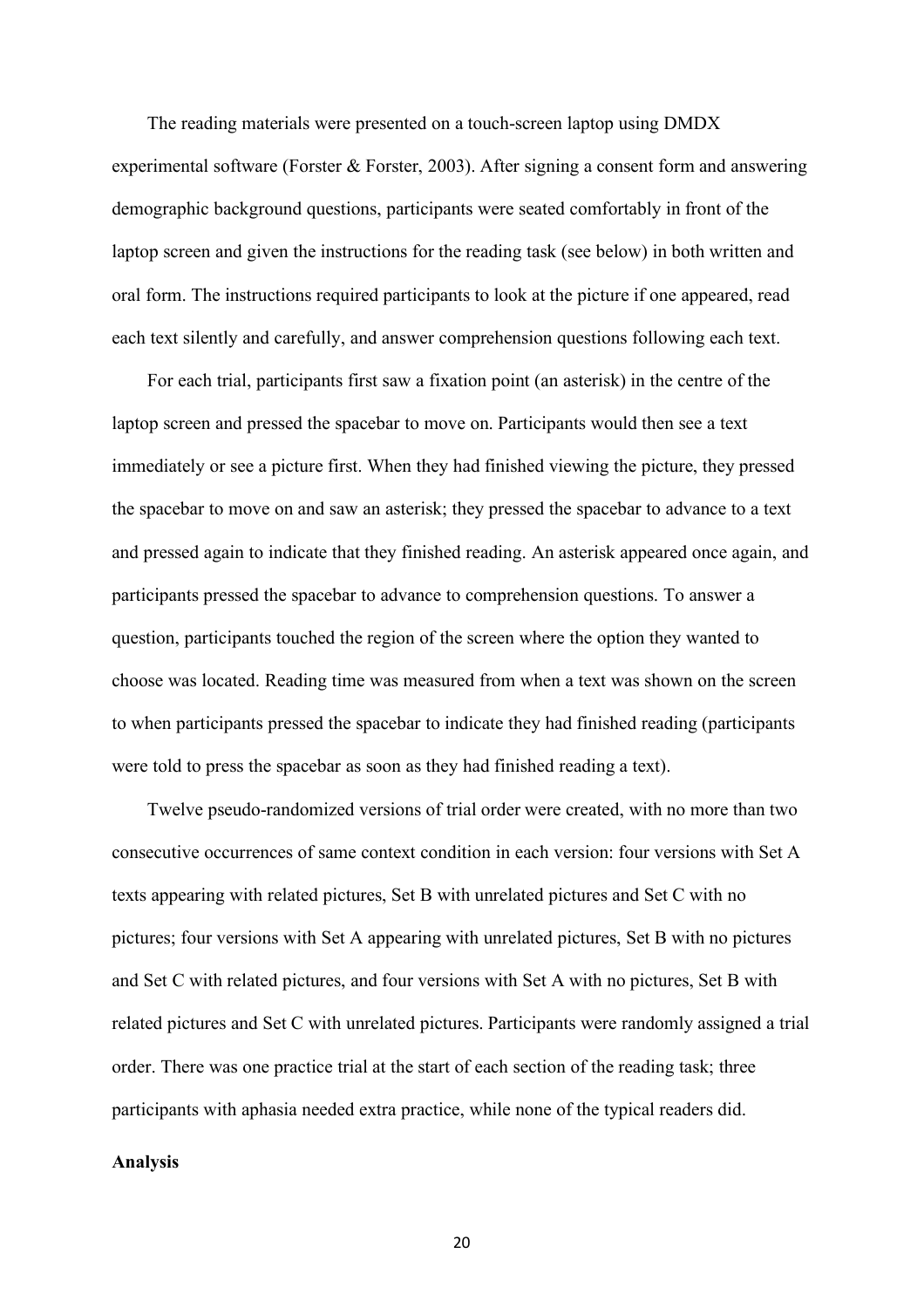The reading materials were presented on a touch-screen laptop using DMDX experimental software (Forster & Forster, 2003). After signing a consent form and answering demographic background questions, participants were seated comfortably in front of the laptop screen and given the instructions for the reading task (see below) in both written and oral form. The instructions required participants to look at the picture if one appeared, read each text silently and carefully, and answer comprehension questions following each text.

For each trial, participants first saw a fixation point (an asterisk) in the centre of the laptop screen and pressed the spacebar to move on. Participants would then see a text immediately or see a picture first. When they had finished viewing the picture, they pressed the spacebar to move on and saw an asterisk; they pressed the spacebar to advance to a text and pressed again to indicate that they finished reading. An asterisk appeared once again, and participants pressed the spacebar to advance to comprehension questions. To answer a question, participants touched the region of the screen where the option they wanted to choose was located. Reading time was measured from when a text was shown on the screen to when participants pressed the spacebar to indicate they had finished reading (participants were told to press the spacebar as soon as they had finished reading a text).

Twelve pseudo-randomized versions of trial order were created, with no more than two consecutive occurrences of same context condition in each version: four versions with Set A texts appearing with related pictures, Set B with unrelated pictures and Set C with no pictures; four versions with Set A appearing with unrelated pictures, Set B with no pictures and Set C with related pictures, and four versions with Set A with no pictures, Set B with related pictures and Set C with unrelated pictures. Participants were randomly assigned a trial order. There was one practice trial at the start of each section of the reading task; three participants with aphasia needed extra practice, while none of the typical readers did.

**Analysis**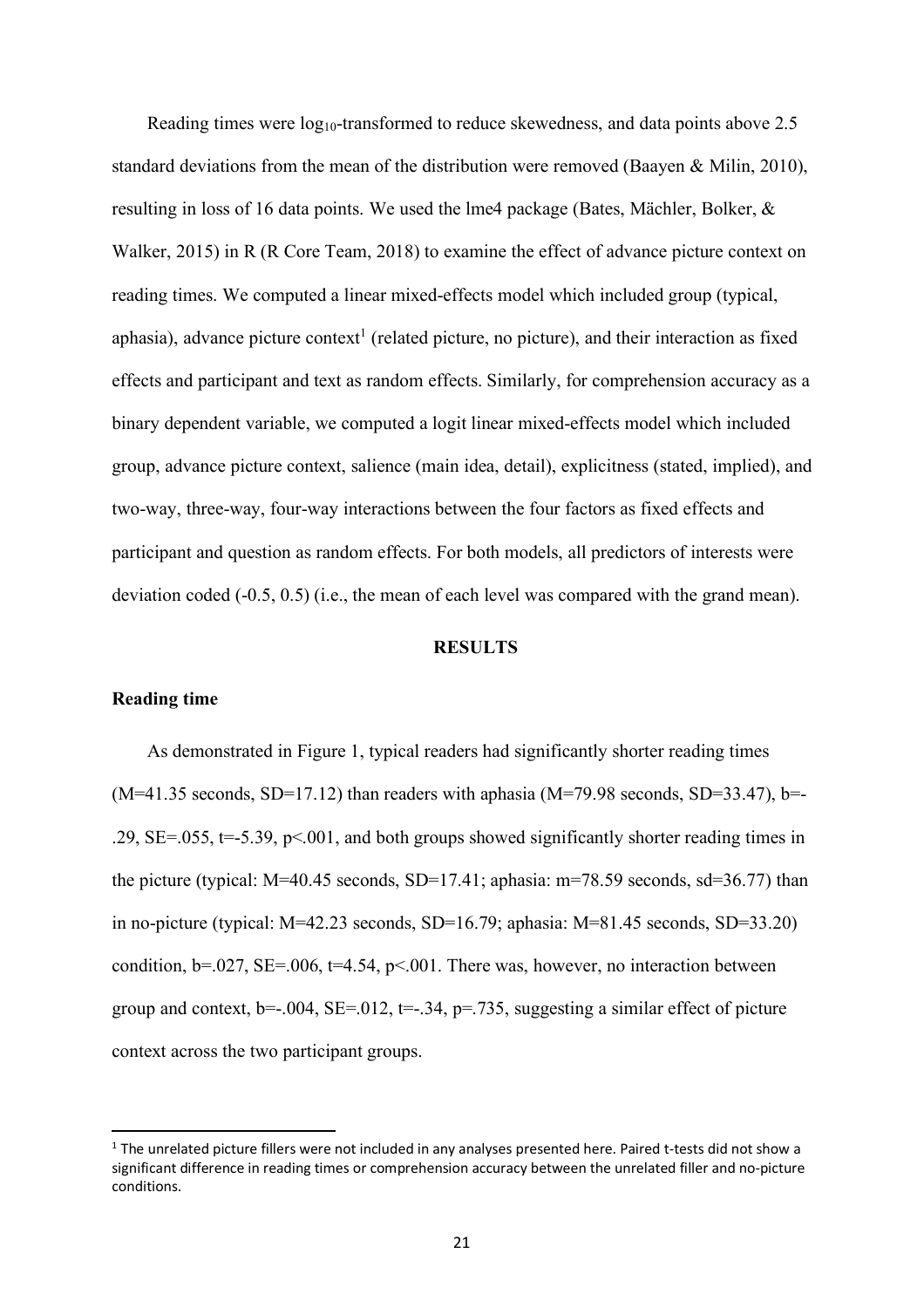Reading times were $\log_{10}$-transformed to reduce skewedness, and data points above 2.5 standard deviations from the mean of the distribution were removed (Baayen & Milin, 2010), resulting in loss of 16 data points. We used the lme4 package (Bates, Mächler, Bolker, & Walker, 2015) in R (R Core Team, 2018) to examine the effect of advance picture context on reading times. We computed a linear mixed-effects model which included group (typical, aphasia), advance picture context[1] (related picture, no picture), and their interaction as fixed effects and participant and text as random effects. Similarly, for comprehension accuracy as a binary dependent variable, we computed a logit linear mixed-effects model which included group, advance picture context, salience (main idea, detail), explicitness (stated, implied), and two-way, three-way, four-way interactions between the four factors as fixed effects and participant and question as random effects. For both models, all predictors of interests were deviation coded (-0.5, 0.5) (i.e., the mean of each level was compared with the grand mean).

## RESULTS

### Reading time

As demonstrated in Figure 1, typical readers had significantly shorter reading times ($M=41.35$ seconds, $SD=17.12$) than readers with aphasia ($M=79.98$ seconds, $SD=33.47$), $b=-.29$, $SE=.055$, $t=-5.39$, $p<.001$, and both groups showed significantly shorter reading times in the picture (typical: $M=40.45$ seconds, $SD=17.41$; aphasia: $m=78.59$ seconds, $sd=36.77$) than in no-picture (typical: $M=42.23$ seconds, $SD=16.79$; aphasia: $M=81.45$ seconds, $SD=33.20$) condition, $b=.027$, $SE=.006$, $t=4.54$, $p<.001$. There was, however, no interaction between group and context, $b=-.004$, $SE=.012$, $t=-.34$, $p=.735$, suggesting a similar effect of picture context across the two participant groups.

[1] The unrelated picture fillers were not included in any analyses presented here. Paired t-tests did not show a significant difference in reading times or comprehension accuracy between the unrelated filler and no-picture conditions.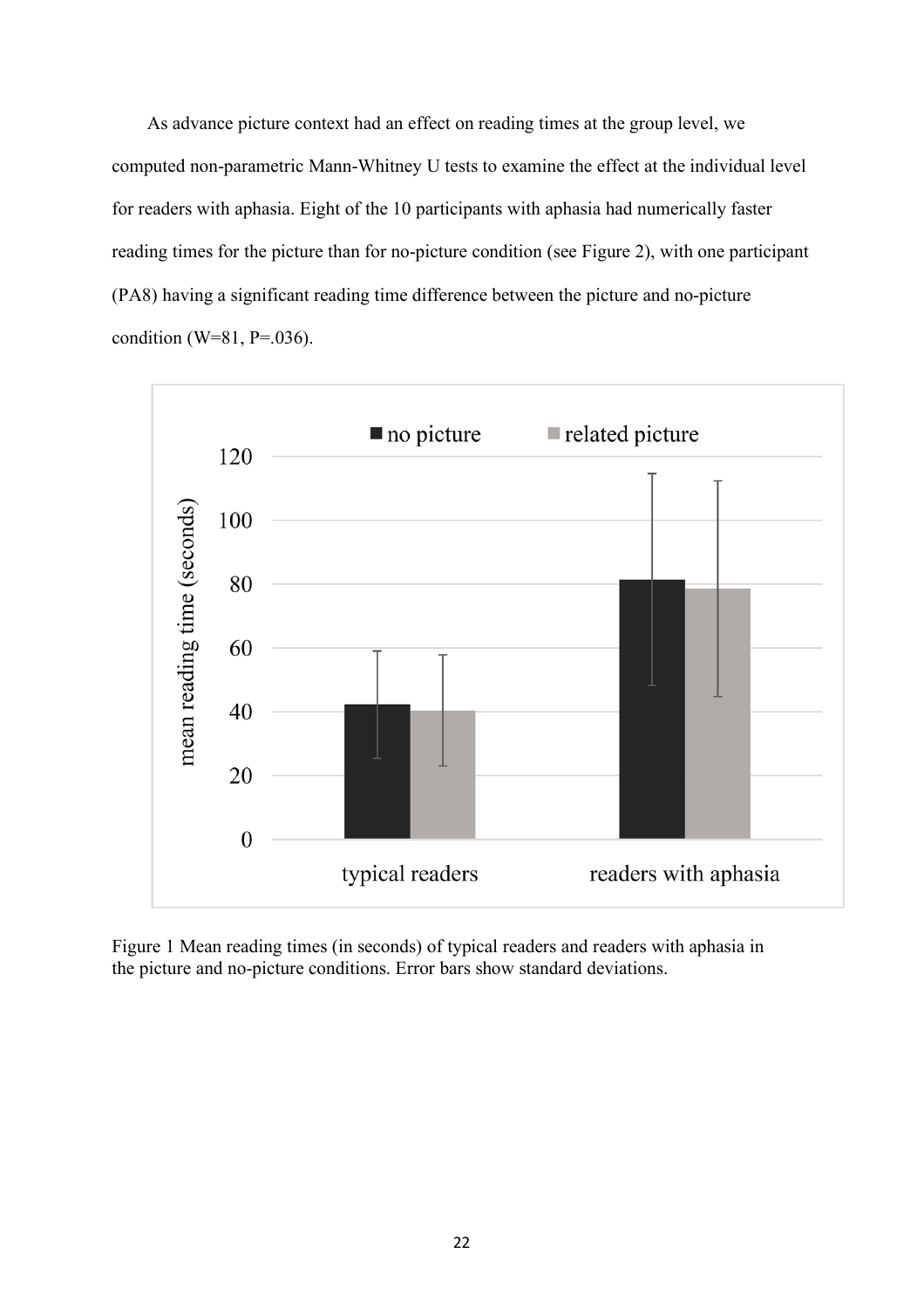As advance picture context had an effect on reading times at the group level, we computed non-parametric Mann-Whitney U tests to examine the effect at the individual level for readers with aphasia. Eight of the 10 participants with aphasia had numerically faster reading times for the picture than for no-picture condition (see Figure 2), with one participant (PA8) having a significant reading time difference between the picture and no-picture condition ($W=81$, $P=.036$).

Figure 1 Mean reading times (in seconds) of typical readers and readers with aphasia in the picture and no-picture conditions. Error bars show standard deviations.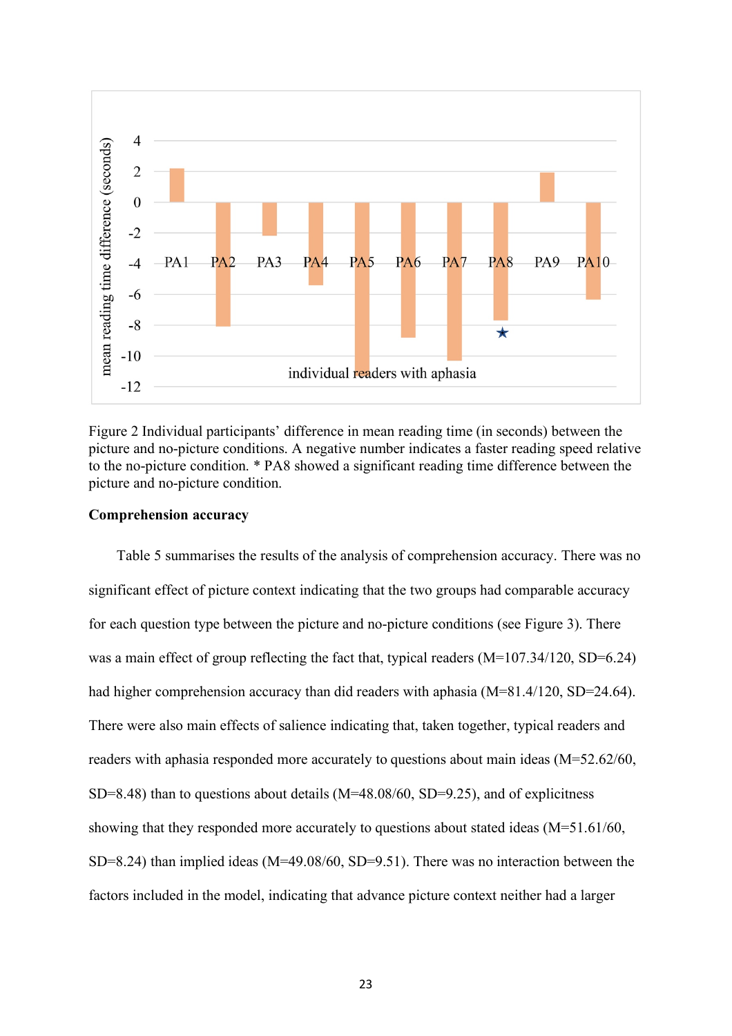Figure 2 Individual participants' difference in mean reading time (in seconds) between the picture and no-picture conditions. A negative number indicates a faster reading speed relative to the no-picture condition. * PA8 showed a significant reading time difference between the picture and no-picture condition.

**Comprehension accuracy**

Table 5 summarises the results of the analysis of comprehension accuracy. There was no significant effect of picture context indicating that the two groups had comparable accuracy for each question type between the picture and no-picture conditions (see Figure 3). There was a main effect of group reflecting the fact that, typical readers (M=107.34/120, SD=6.24) had higher comprehension accuracy than did readers with aphasia (M=81.4/120, SD=24.64). There were also main effects of salience indicating that, taken together, typical readers and readers with aphasia responded more accurately to questions about main ideas (M=52.62/60, SD=8.48) than to questions about details (M=48.08/60, SD=9.25), and of explicitness showing that they responded more accurately to questions about stated ideas (M=51.61/60, SD=8.24) than implied ideas (M=49.08/60, SD=9.51). There was no interaction between the factors included in the model, indicating that advance picture context neither had a larger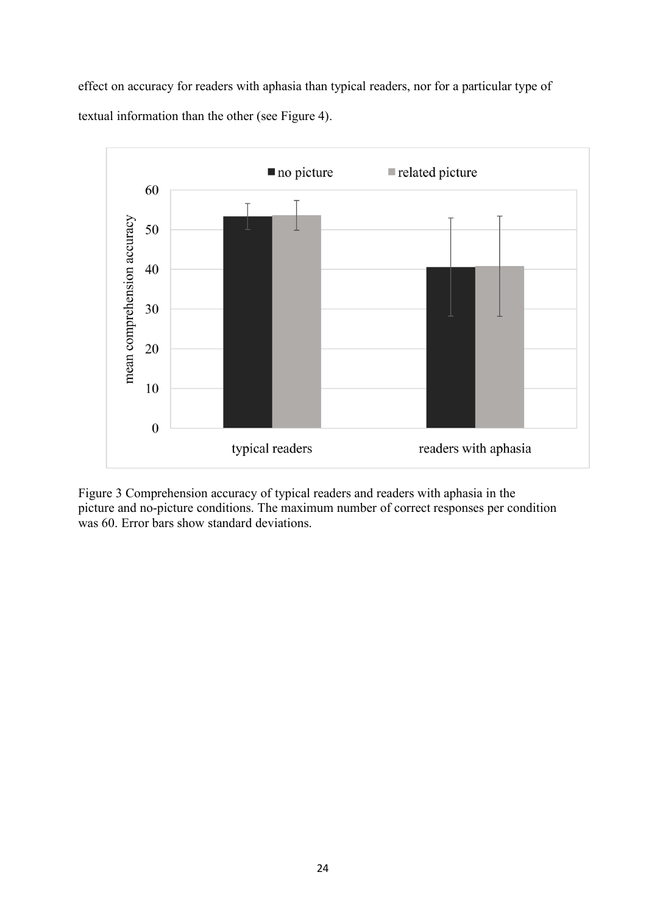effect on accuracy for readers with aphasia than typical readers, nor for a particular type of textual information than the other (see Figure 4).

Figure 3 Comprehension accuracy of typical readers and readers with aphasia in the picture and no-picture conditions. The maximum number of correct responses per condition was 60. Error bars show standard deviations.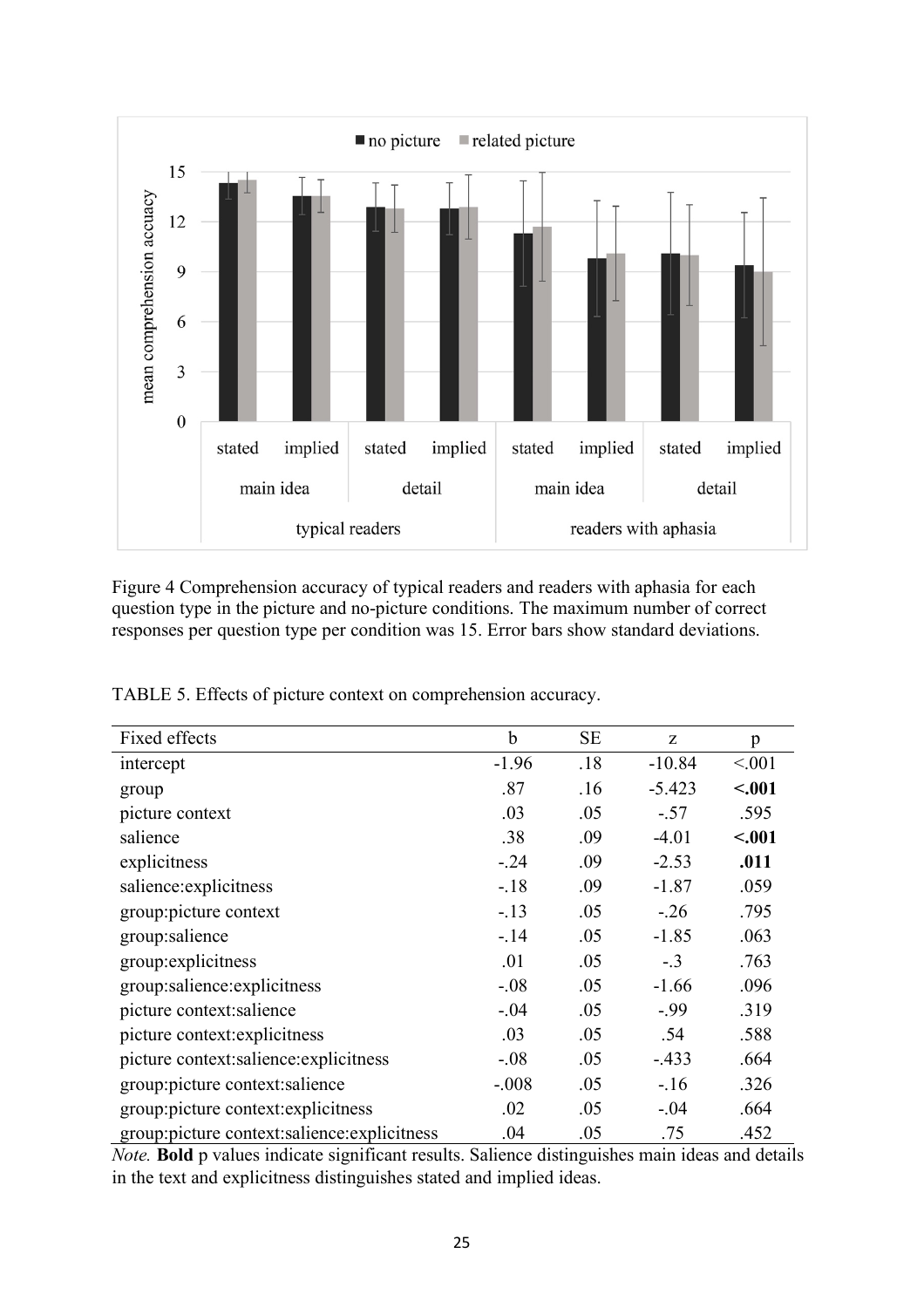Figure 4 Comprehension accuracy of typical readers and readers with aphasia for each question type in the picture and no-picture conditions. The maximum number of correct responses per question type per condition was 15. Error bars show standard deviations.

TABLE 5. Effects of picture context on comprehension accuracy.

| Fixed effects | b | SE | z | p |
|---|---|---|---|---|
| intercept | -1.96 | .18 | -10.84 | <.001 |
| group | .87 | .16 | -5.423 | **<.001** |
| picture context | .03 | .05 | -.57 | .595 |
| salience | .38 | .09 | -4.01 | **<.001** |
| explicitness | -.24 | .09 | -2.53 | **.011** |
| salience:explicitness | -.18 | .09 | -1.87 | .059 |
| group:picture context | -.13 | .05 | -.26 | .795 |
| group:salience | -.14 | .05 | -1.85 | .063 |
| group:explicitness | .01 | .05 | -.3 | .763 |
| group:salience:explicitness | -.08 | .05 | -1.66 | .096 |
| picture context:salience | -.04 | .05 | -.99 | .319 |
| picture context:explicitness | .03 | .05 | .54 | .588 |
| picture context:salience:explicitness | -.08 | .05 | -.433 | .664 |
| group:picture context:salience | -.008 | .05 | -.16 | .326 |
| group:picture context:explicitness | .02 | .05 | -.04 | .664 |
| group:picture context:salience:explicitness | .04 | .05 | .75 | .452 |

*Note.* **Bold** p values indicate significant results. Salience distinguishes main ideas and details in the text and explicitness distinguishes stated and implied ideas.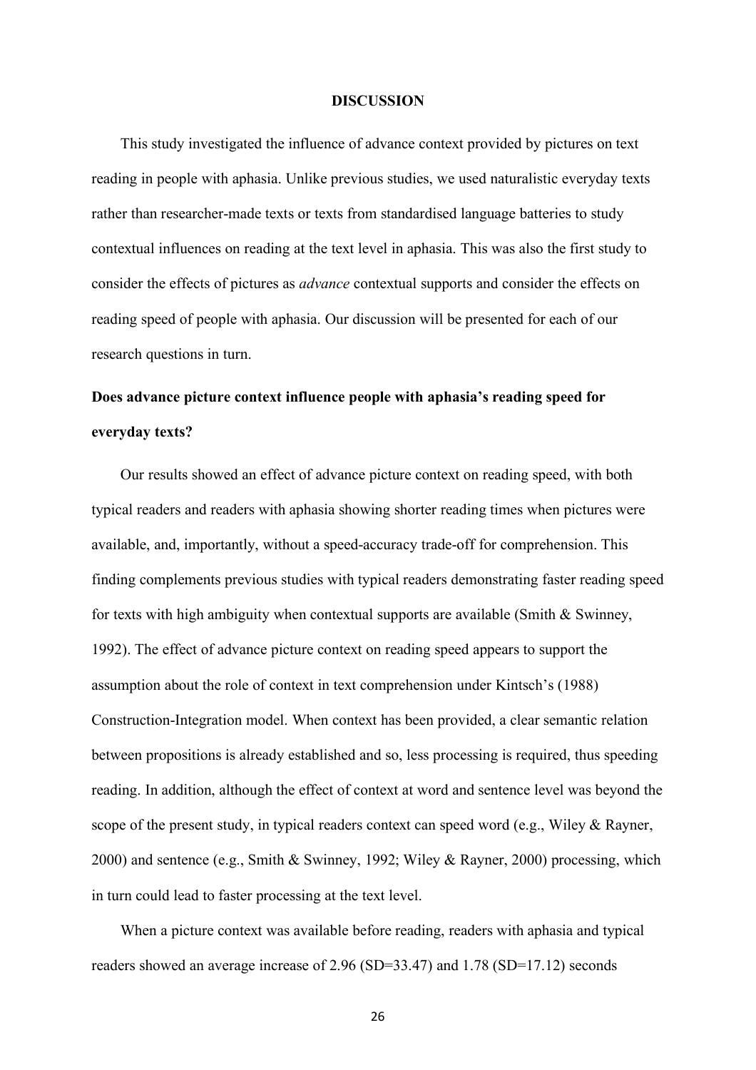## DISCUSSION

This study investigated the influence of advance context provided by pictures on text reading in people with aphasia. Unlike previous studies, we used naturalistic everyday texts rather than researcher-made texts or texts from standardised language batteries to study contextual influences on reading at the text level in aphasia. This was also the first study to consider the effects of pictures as *advance* contextual supports and consider the effects on reading speed of people with aphasia. Our discussion will be presented for each of our research questions in turn.

### Does advance picture context influence people with aphasia's reading speed for everyday texts?

Our results showed an effect of advance picture context on reading speed, with both typical readers and readers with aphasia showing shorter reading times when pictures were available, and, importantly, without a speed-accuracy trade-off for comprehension. This finding complements previous studies with typical readers demonstrating faster reading speed for texts with high ambiguity when contextual supports are available (Smith & Swinney, 1992). The effect of advance picture context on reading speed appears to support the assumption about the role of context in text comprehension under Kintsch's (1988) Construction-Integration model. When context has been provided, a clear semantic relation between propositions is already established and so, less processing is required, thus speeding reading. In addition, although the effect of context at word and sentence level was beyond the scope of the present study, in typical readers context can speed word (e.g., Wiley & Rayner, 2000) and sentence (e.g., Smith & Swinney, 1992; Wiley & Rayner, 2000) processing, which in turn could lead to faster processing at the text level.

When a picture context was available before reading, readers with aphasia and typical readers showed an average increase of 2.96 (SD=33.47) and 1.78 (SD=17.12) seconds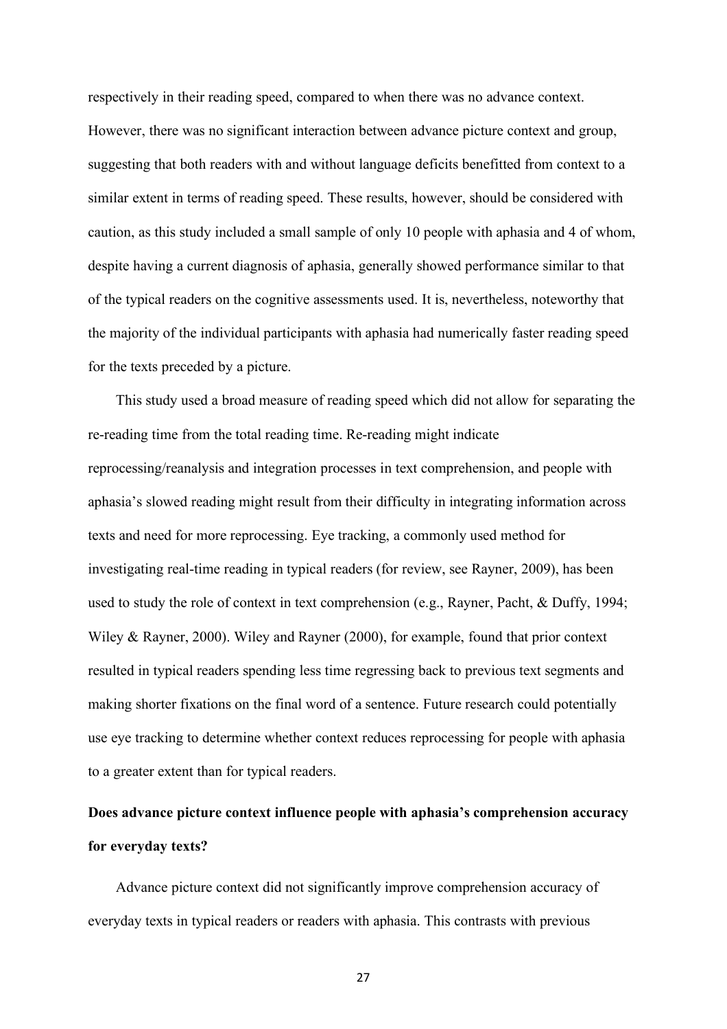respectively in their reading speed, compared to when there was no advance context. However, there was no significant interaction between advance picture context and group, suggesting that both readers with and without language deficits benefitted from context to a similar extent in terms of reading speed. These results, however, should be considered with caution, as this study included a small sample of only 10 people with aphasia and 4 of whom, despite having a current diagnosis of aphasia, generally showed performance similar to that of the typical readers on the cognitive assessments used. It is, nevertheless, noteworthy that the majority of the individual participants with aphasia had numerically faster reading speed for the texts preceded by a picture.

This study used a broad measure of reading speed which did not allow for separating the re-reading time from the total reading time. Re-reading might indicate reprocessing/reanalysis and integration processes in text comprehension, and people with aphasia's slowed reading might result from their difficulty in integrating information across texts and need for more reprocessing. Eye tracking, a commonly used method for investigating real-time reading in typical readers (for review, see Rayner, 2009), has been used to study the role of context in text comprehension (e.g., Rayner, Pacht, & Duffy, 1994; Wiley & Rayner, 2000). Wiley and Rayner (2000), for example, found that prior context resulted in typical readers spending less time regressing back to previous text segments and making shorter fixations on the final word of a sentence. Future research could potentially use eye tracking to determine whether context reduces reprocessing for people with aphasia to a greater extent than for typical readers.

### Does advance picture context influence people with aphasia's comprehension accuracy for everyday texts?

Advance picture context did not significantly improve comprehension accuracy of everyday texts in typical readers or readers with aphasia. This contrasts with previous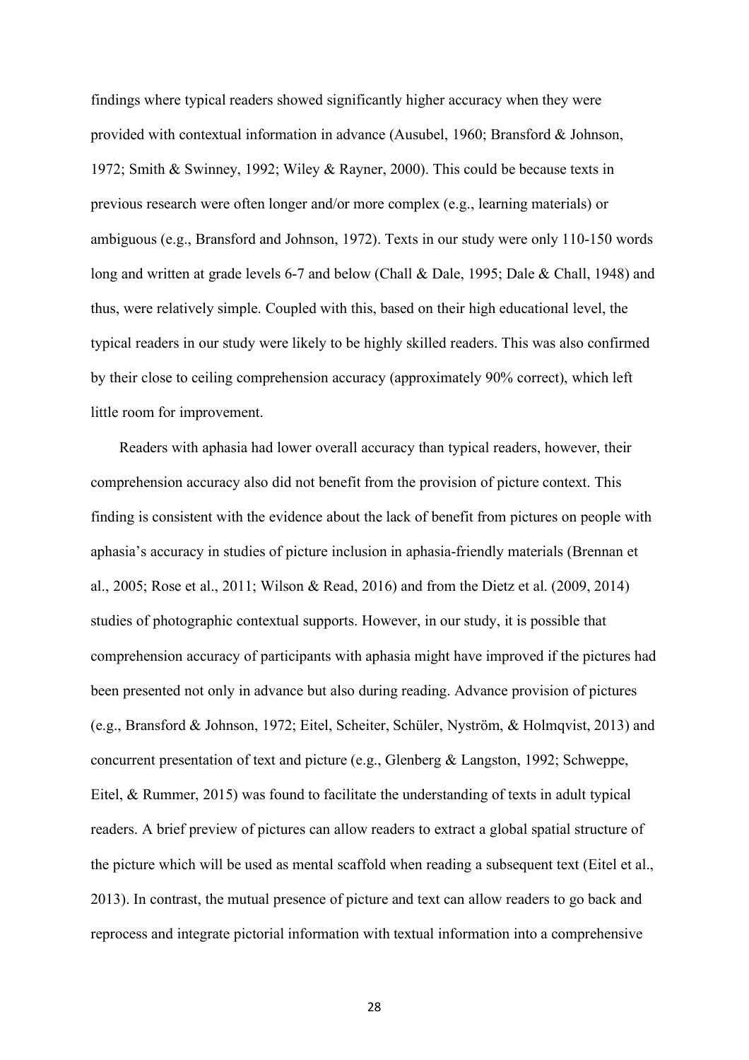findings where typical readers showed significantly higher accuracy when they were provided with contextual information in advance (Ausubel, 1960; Bransford & Johnson, 1972; Smith & Swinney, 1992; Wiley & Rayner, 2000). This could be because texts in previous research were often longer and/or more complex (e.g., learning materials) or ambiguous (e.g., Bransford and Johnson, 1972). Texts in our study were only 110-150 words long and written at grade levels 6-7 and below (Chall & Dale, 1995; Dale & Chall, 1948) and thus, were relatively simple. Coupled with this, based on their high educational level, the typical readers in our study were likely to be highly skilled readers. This was also confirmed by their close to ceiling comprehension accuracy (approximately 90% correct), which left little room for improvement.

Readers with aphasia had lower overall accuracy than typical readers, however, their comprehension accuracy also did not benefit from the provision of picture context. This finding is consistent with the evidence about the lack of benefit from pictures on people with aphasia's accuracy in studies of picture inclusion in aphasia-friendly materials (Brennan et al., 2005; Rose et al., 2011; Wilson & Read, 2016) and from the Dietz et al. (2009, 2014) studies of photographic contextual supports. However, in our study, it is possible that comprehension accuracy of participants with aphasia might have improved if the pictures had been presented not only in advance but also during reading. Advance provision of pictures (e.g., Bransford & Johnson, 1972; Eitel, Scheiter, Schüler, Nyström, & Holmqvist, 2013) and concurrent presentation of text and picture (e.g., Glenberg & Langston, 1992; Schweppe, Eitel, & Rummer, 2015) was found to facilitate the understanding of texts in adult typical readers. A brief preview of pictures can allow readers to extract a global spatial structure of the picture which will be used as mental scaffold when reading a subsequent text (Eitel et al., 2013). In contrast, the mutual presence of picture and text can allow readers to go back and reprocess and integrate pictorial information with textual information into a comprehensive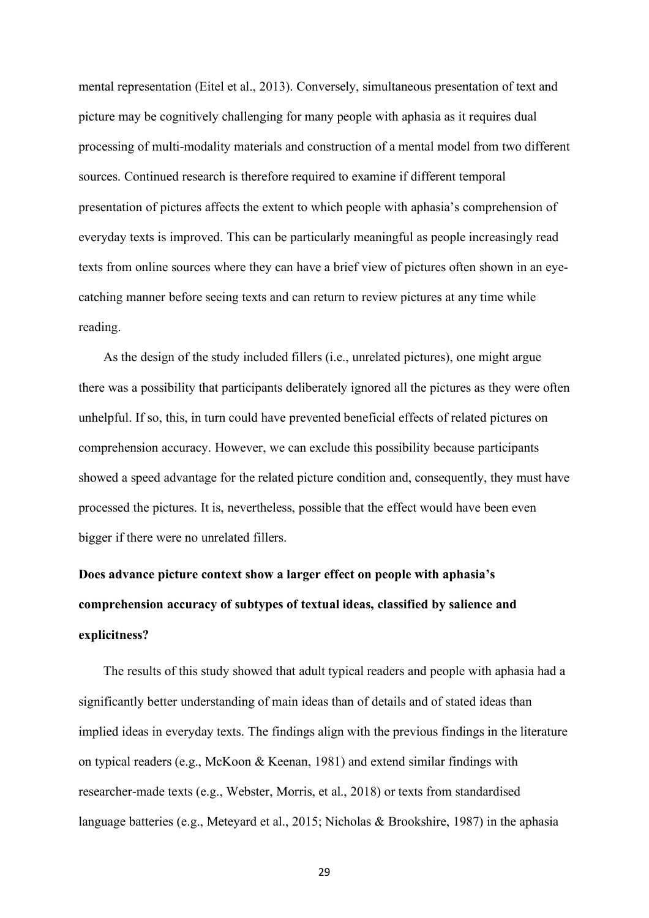mental representation (Eitel et al., 2013). Conversely, simultaneous presentation of text and picture may be cognitively challenging for many people with aphasia as it requires dual processing of multi-modality materials and construction of a mental model from two different sources. Continued research is therefore required to examine if different temporal presentation of pictures affects the extent to which people with aphasia's comprehension of everyday texts is improved. This can be particularly meaningful as people increasingly read texts from online sources where they can have a brief view of pictures often shown in an eye-catching manner before seeing texts and can return to review pictures at any time while reading.

As the design of the study included fillers (i.e., unrelated pictures), one might argue there was a possibility that participants deliberately ignored all the pictures as they were often unhelpful. If so, this, in turn could have prevented beneficial effects of related pictures on comprehension accuracy. However, we can exclude this possibility because participants showed a speed advantage for the related picture condition and, consequently, they must have processed the pictures. It is, nevertheless, possible that the effect would have been even bigger if there were no unrelated fillers.

**Does advance picture context show a larger effect on people with aphasia's comprehension accuracy of subtypes of textual ideas, classified by salience and explicitness?**

The results of this study showed that adult typical readers and people with aphasia had a significantly better understanding of main ideas than of details and of stated ideas than implied ideas in everyday texts. The findings align with the previous findings in the literature on typical readers (e.g., McKoon & Keenan, 1981) and extend similar findings with researcher-made texts (e.g., Webster, Morris, et al., 2018) or texts from standardised language batteries (e.g., Meteyard et al., 2015; Nicholas & Brookshire, 1987) in the aphasia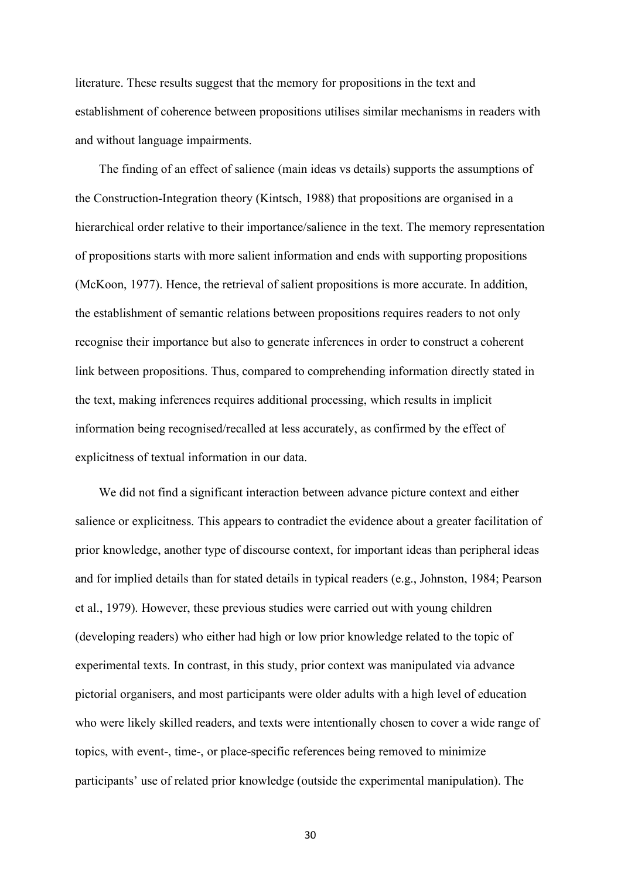literature. These results suggest that the memory for propositions in the text and establishment of coherence between propositions utilises similar mechanisms in readers with and without language impairments.

The finding of an effect of salience (main ideas vs details) supports the assumptions of the Construction-Integration theory (Kintsch, 1988) that propositions are organised in a hierarchical order relative to their importance/salience in the text. The memory representation of propositions starts with more salient information and ends with supporting propositions (McKoon, 1977). Hence, the retrieval of salient propositions is more accurate. In addition, the establishment of semantic relations between propositions requires readers to not only recognise their importance but also to generate inferences in order to construct a coherent link between propositions. Thus, compared to comprehending information directly stated in the text, making inferences requires additional processing, which results in implicit information being recognised/recalled at less accurately, as confirmed by the effect of explicitness of textual information in our data.

We did not find a significant interaction between advance picture context and either salience or explicitness. This appears to contradict the evidence about a greater facilitation of prior knowledge, another type of discourse context, for important ideas than peripheral ideas and for implied details than for stated details in typical readers (e.g., Johnston, 1984; Pearson et al., 1979). However, these previous studies were carried out with young children (developing readers) who either had high or low prior knowledge related to the topic of experimental texts. In contrast, in this study, prior context was manipulated via advance pictorial organisers, and most participants were older adults with a high level of education who were likely skilled readers, and texts were intentionally chosen to cover a wide range of topics, with event-, time-, or place-specific references being removed to minimize participants' use of related prior knowledge (outside the experimental manipulation). The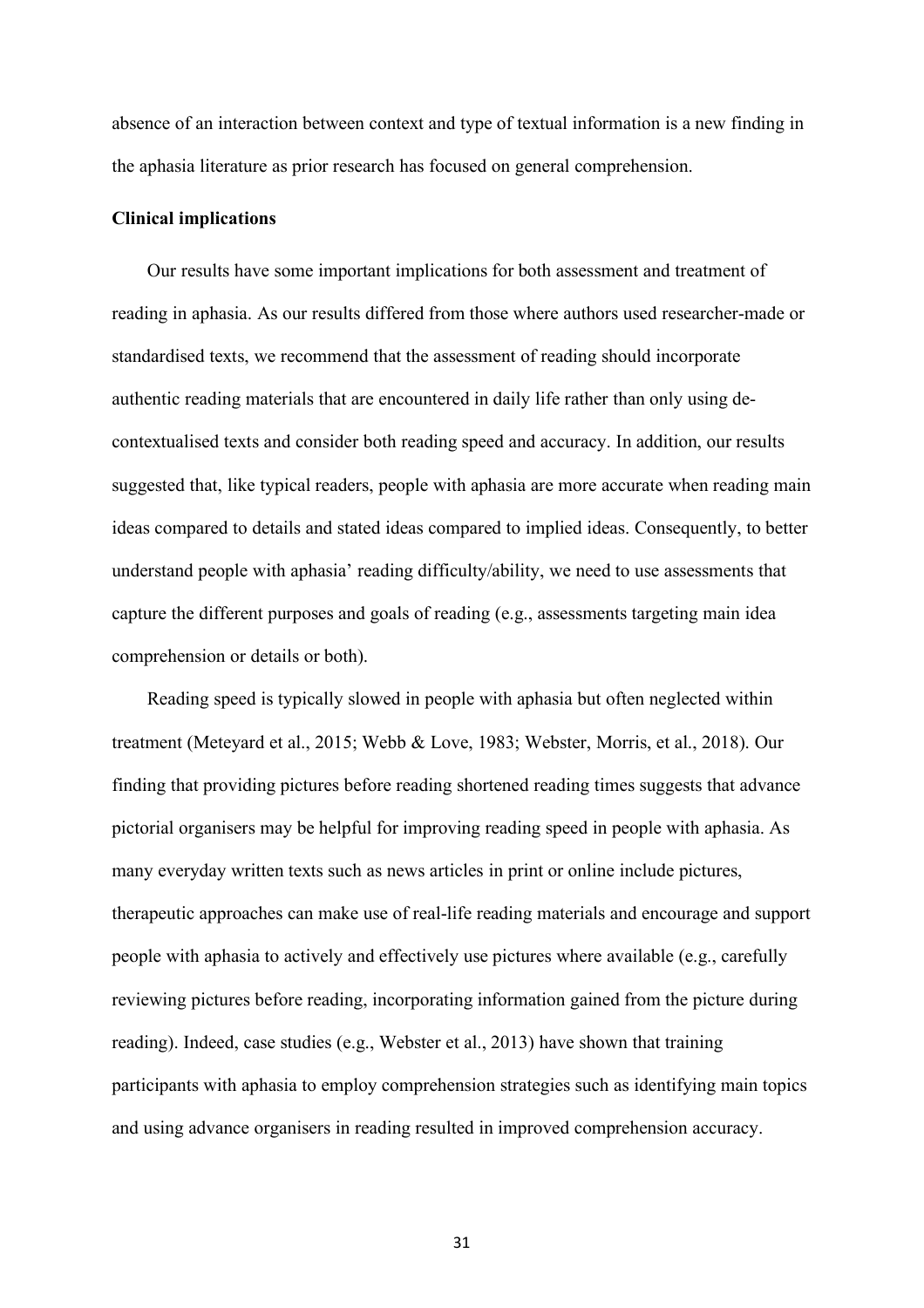absence of an interaction between context and type of textual information is a new finding in the aphasia literature as prior research has focused on general comprehension.

**Clinical implications**

Our results have some important implications for both assessment and treatment of reading in aphasia. As our results differed from those where authors used researcher-made or standardised texts, we recommend that the assessment of reading should incorporate authentic reading materials that are encountered in daily life rather than only using de-contextualised texts and consider both reading speed and accuracy. In addition, our results suggested that, like typical readers, people with aphasia are more accurate when reading main ideas compared to details and stated ideas compared to implied ideas. Consequently, to better understand people with aphasia' reading difficulty/ability, we need to use assessments that capture the different purposes and goals of reading (e.g., assessments targeting main idea comprehension or details or both).

Reading speed is typically slowed in people with aphasia but often neglected within treatment (Meteyard et al., 2015; Webb & Love, 1983; Webster, Morris, et al., 2018). Our finding that providing pictures before reading shortened reading times suggests that advance pictorial organisers may be helpful for improving reading speed in people with aphasia. As many everyday written texts such as news articles in print or online include pictures, therapeutic approaches can make use of real-life reading materials and encourage and support people with aphasia to actively and effectively use pictures where available (e.g., carefully reviewing pictures before reading, incorporating information gained from the picture during reading). Indeed, case studies (e.g., Webster et al., 2013) have shown that training participants with aphasia to employ comprehension strategies such as identifying main topics and using advance organisers in reading resulted in improved comprehension accuracy.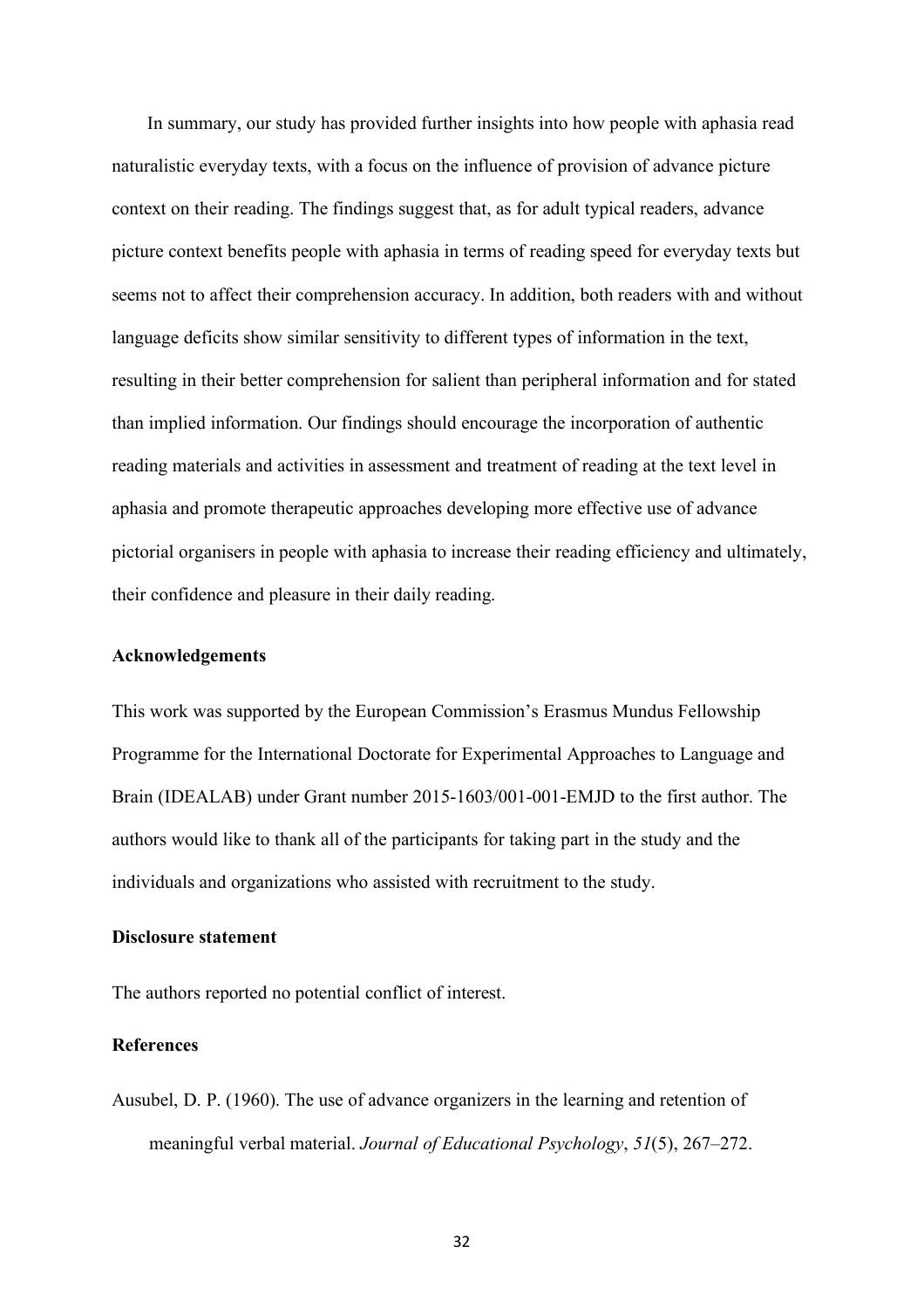In summary, our study has provided further insights into how people with aphasia read naturalistic everyday texts, with a focus on the influence of provision of advance picture context on their reading. The findings suggest that, as for adult typical readers, advance picture context benefits people with aphasia in terms of reading speed for everyday texts but seems not to affect their comprehension accuracy. In addition, both readers with and without language deficits show similar sensitivity to different types of information in the text, resulting in their better comprehension for salient than peripheral information and for stated than implied information. Our findings should encourage the incorporation of authentic reading materials and activities in assessment and treatment of reading at the text level in aphasia and promote therapeutic approaches developing more effective use of advance pictorial organisers in people with aphasia to increase their reading efficiency and ultimately, their confidence and pleasure in their daily reading.

## Acknowledgements

This work was supported by the European Commission's Erasmus Mundus Fellowship Programme for the International Doctorate for Experimental Approaches to Language and Brain (IDEALAB) under Grant number 2015-1603/001-001-EMJD to the first author. The authors would like to thank all of the participants for taking part in the study and the individuals and organizations who assisted with recruitment to the study.

## Disclosure statement

The authors reported no potential conflict of interest.

## References

Ausubel, D. P. (1960). The use of advance organizers in the learning and retention of meaningful verbal material. *Journal of Educational Psychology*, *51*(5), 267–272.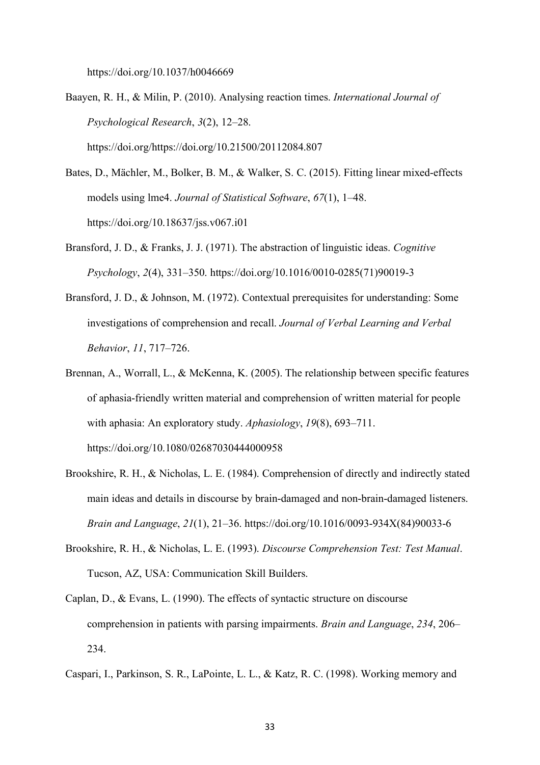https://doi.org/10.1037/h0046669

Baayen, R. H., & Milin, P. (2010). Analysing reaction times. *International Journal of Psychological Research*, *3*(2), 12–28. https://doi.org/https://doi.org/10.21500/20112084.807

Bates, D., Mächler, M., Bolker, B. M., & Walker, S. C. (2015). Fitting linear mixed-effects models using lme4. *Journal of Statistical Software*, *67*(1), 1–48. https://doi.org/10.18637/jss.v067.i01

Bransford, J. D., & Franks, J. J. (1971). The abstraction of linguistic ideas. *Cognitive Psychology*, *2*(4), 331–350. https://doi.org/10.1016/0010-0285(71)90019-3

Bransford, J. D., & Johnson, M. (1972). Contextual prerequisites for understanding: Some investigations of comprehension and recall. *Journal of Verbal Learning and Verbal Behavior*, *11*, 717–726.

Brennan, A., Worrall, L., & McKenna, K. (2005). The relationship between specific features of aphasia-friendly written material and comprehension of written material for people with aphasia: An exploratory study. *Aphasiology*, *19*(8), 693–711. https://doi.org/10.1080/02687030444000958

Brookshire, R. H., & Nicholas, L. E. (1984). Comprehension of directly and indirectly stated main ideas and details in discourse by brain-damaged and non-brain-damaged listeners. *Brain and Language*, *21*(1), 21–36. https://doi.org/10.1016/0093-934X(84)90033-6

Brookshire, R. H., & Nicholas, L. E. (1993). *Discourse Comprehension Test: Test Manual*. Tucson, AZ, USA: Communication Skill Builders.

Caplan, D., & Evans, L. (1990). The effects of syntactic structure on discourse comprehension in patients with parsing impairments. *Brain and Language*, *234*, 206–234.

Caspari, I., Parkinson, S. R., LaPointe, L. L., & Katz, R. C. (1998). Working memory and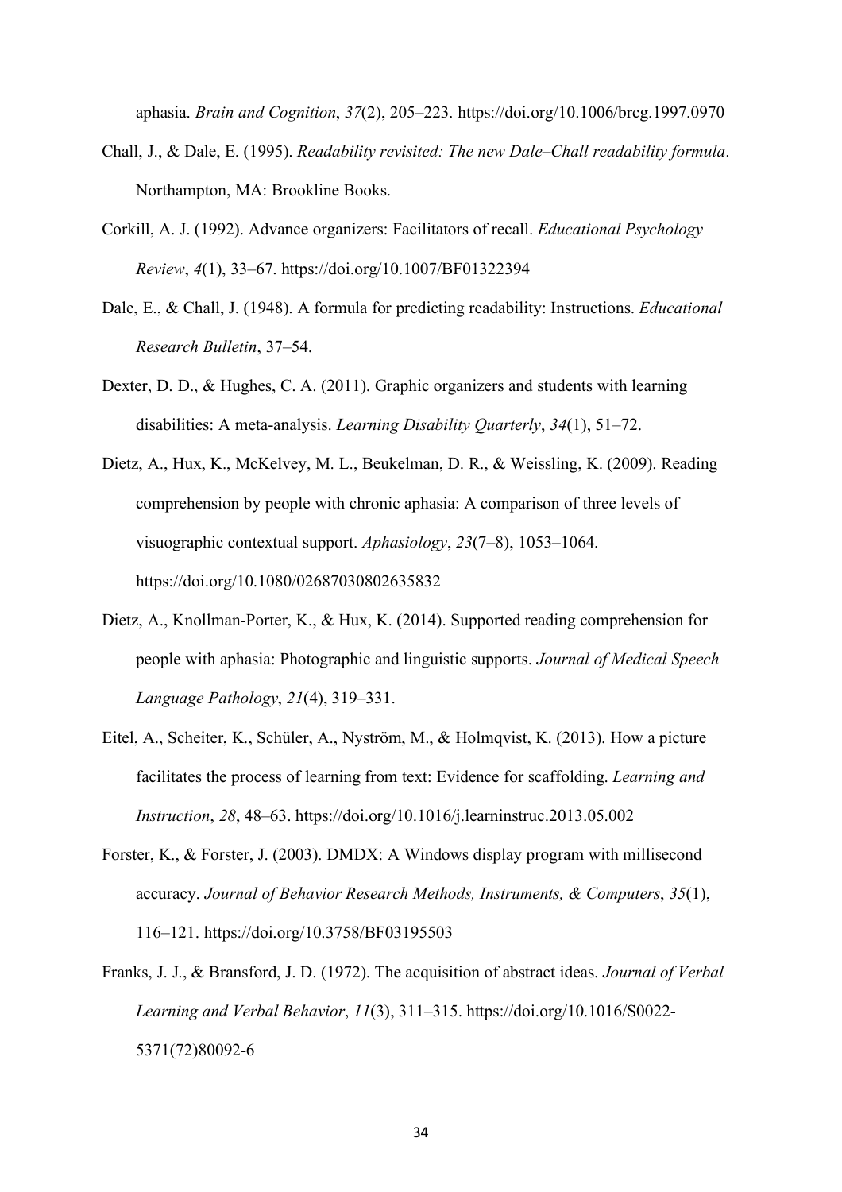aphasia. *Brain and Cognition*, *37*(2), 205–223. https://doi.org/10.1006/brcg.1997.0970

Chall, J., & Dale, E. (1995). *Readability revisited: The new Dale–Chall readability formula*. Northampton, MA: Brookline Books.

Corkill, A. J. (1992). Advance organizers: Facilitators of recall. *Educational Psychology Review*, *4*(1), 33–67. https://doi.org/10.1007/BF01322394

Dale, E., & Chall, J. (1948). A formula for predicting readability: Instructions. *Educational Research Bulletin*, 37–54.

Dexter, D. D., & Hughes, C. A. (2011). Graphic organizers and students with learning disabilities: A meta-analysis. *Learning Disability Quarterly*, *34*(1), 51–72.

Dietz, A., Hux, K., McKelvey, M. L., Beukelman, D. R., & Weissling, K. (2009). Reading comprehension by people with chronic aphasia: A comparison of three levels of visuographic contextual support. *Aphasiology*, *23*(7–8), 1053–1064. https://doi.org/10.1080/02687030802635832

Dietz, A., Knollman-Porter, K., & Hux, K. (2014). Supported reading comprehension for people with aphasia: Photographic and linguistic supports. *Journal of Medical Speech Language Pathology*, *21*(4), 319–331.

Eitel, A., Scheiter, K., Schüler, A., Nyström, M., & Holmqvist, K. (2013). How a picture facilitates the process of learning from text: Evidence for scaffolding. *Learning and Instruction*, *28*, 48–63. https://doi.org/10.1016/j.learninstruc.2013.05.002

Forster, K., & Forster, J. (2003). DMDX: A Windows display program with millisecond accuracy. *Journal of Behavior Research Methods, Instruments, & Computers*, *35*(1), 116–121. https://doi.org/10.3758/BF03195503

Franks, J. J., & Bransford, J. D. (1972). The acquisition of abstract ideas. *Journal of Verbal Learning and Verbal Behavior*, *11*(3), 311–315. https://doi.org/10.1016/S0022-5371(72)80092-6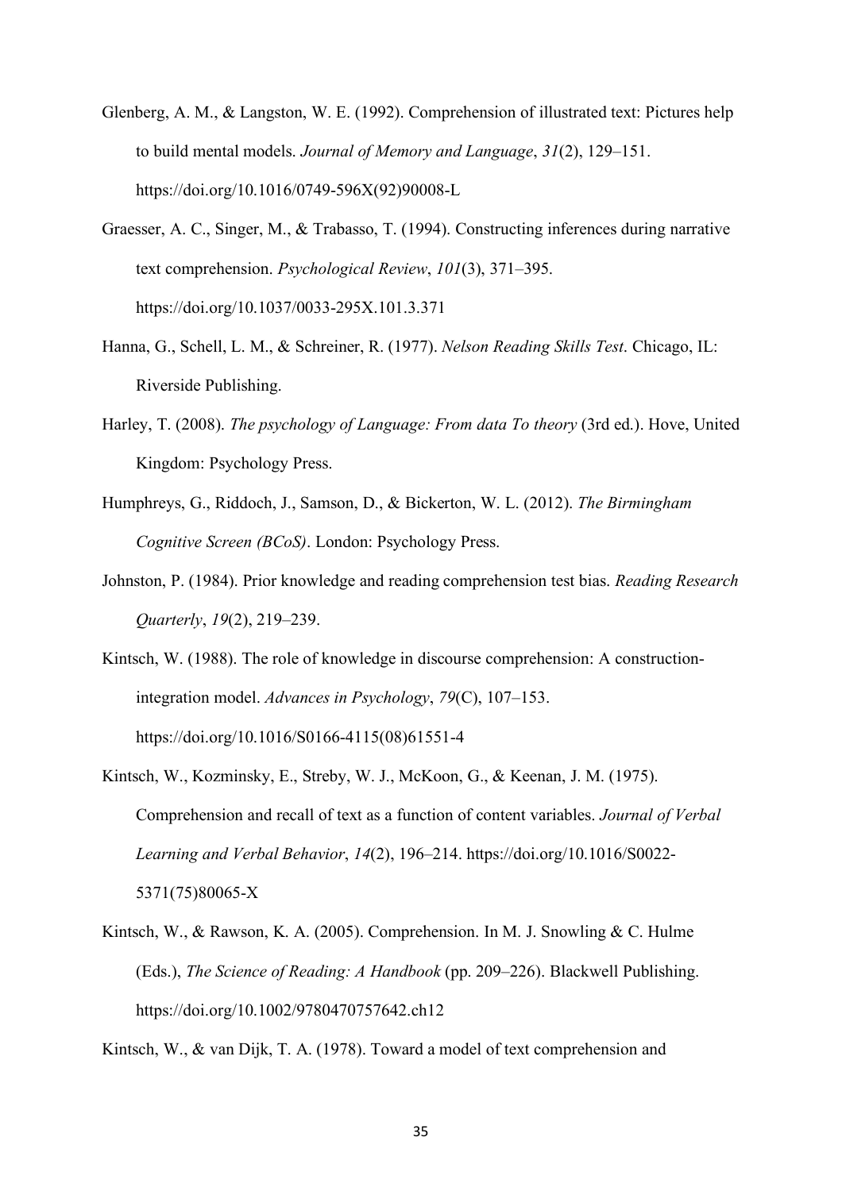Glenberg, A. M., & Langston, W. E. (1992). Comprehension of illustrated text: Pictures help to build mental models. *Journal of Memory and Language*, *31*(2), 129–151. https://doi.org/10.1016/0749-596X(92)90008-L

Graesser, A. C., Singer, M., & Trabasso, T. (1994). Constructing inferences during narrative text comprehension. *Psychological Review*, *101*(3), 371–395. https://doi.org/10.1037/0033-295X.101.3.371

Hanna, G., Schell, L. M., & Schreiner, R. (1977). *Nelson Reading Skills Test*. Chicago, IL: Riverside Publishing.

Harley, T. (2008). *The psychology of Language: From data To theory* (3rd ed.). Hove, United Kingdom: Psychology Press.

Humphreys, G., Riddoch, J., Samson, D., & Bickerton, W. L. (2012). *The Birmingham Cognitive Screen (BCoS)*. London: Psychology Press.

Johnston, P. (1984). Prior knowledge and reading comprehension test bias. *Reading Research Quarterly*, *19*(2), 219–239.

Kintsch, W. (1988). The role of knowledge in discourse comprehension: A construction-integration model. *Advances in Psychology*, *79*(C), 107–153. https://doi.org/10.1016/S0166-4115(08)61551-4

Kintsch, W., Kozminsky, E., Streby, W. J., McKoon, G., & Keenan, J. M. (1975). Comprehension and recall of text as a function of content variables. *Journal of Verbal Learning and Verbal Behavior*, *14*(2), 196–214. https://doi.org/10.1016/S0022-5371(75)80065-X

Kintsch, W., & Rawson, K. A. (2005). Comprehension. In M. J. Snowling & C. Hulme (Eds.), *The Science of Reading: A Handbook* (pp. 209–226). Blackwell Publishing. https://doi.org/10.1002/9780470757642.ch12

Kintsch, W., & van Dijk, T. A. (1978). Toward a model of text comprehension and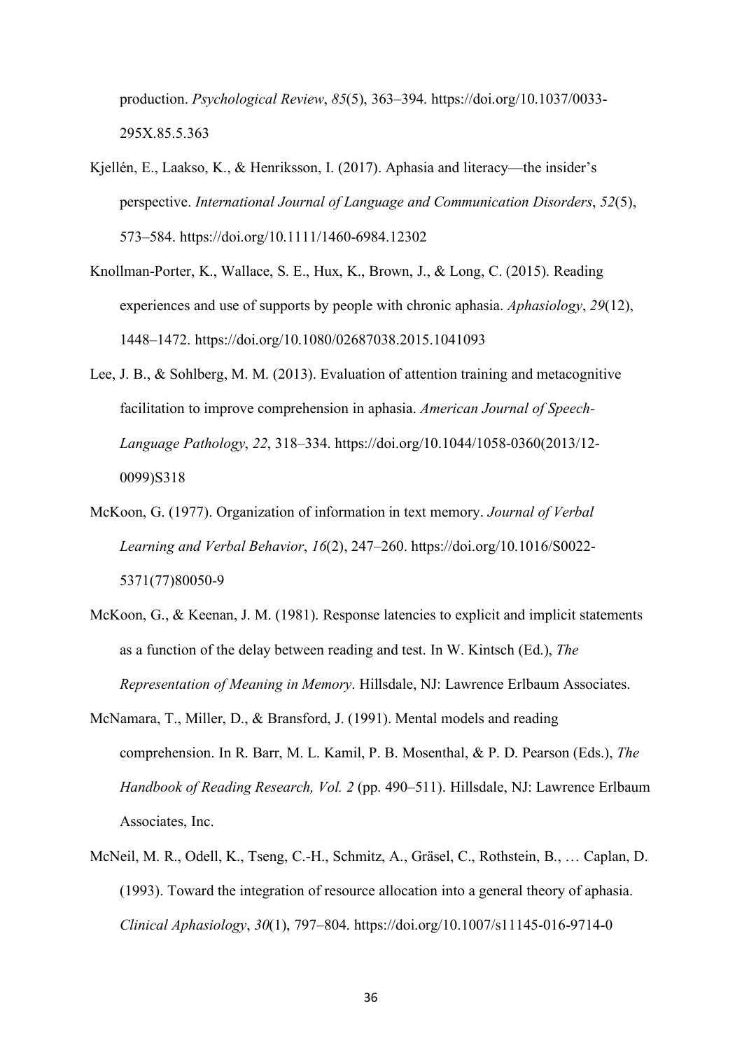production. *Psychological Review*, *85*(5), 363–394. https://doi.org/10.1037/0033-295X.85.5.363

Kjellén, E., Laakso, K., & Henriksson, I. (2017). Aphasia and literacy—the insider's perspective. *International Journal of Language and Communication Disorders*, *52*(5), 573–584. https://doi.org/10.1111/1460-6984.12302

Knollman-Porter, K., Wallace, S. E., Hux, K., Brown, J., & Long, C. (2015). Reading experiences and use of supports by people with chronic aphasia. *Aphasiology*, *29*(12), 1448–1472. https://doi.org/10.1080/02687038.2015.1041093

Lee, J. B., & Sohlberg, M. M. (2013). Evaluation of attention training and metacognitive facilitation to improve comprehension in aphasia. *American Journal of Speech-Language Pathology*, *22*, 318–334. https://doi.org/10.1044/1058-0360(2013/12-0099)S318

McKoon, G. (1977). Organization of information in text memory. *Journal of Verbal Learning and Verbal Behavior*, *16*(2), 247–260. https://doi.org/10.1016/S0022-5371(77)80050-9

McKoon, G., & Keenan, J. M. (1981). Response latencies to explicit and implicit statements as a function of the delay between reading and test. In W. Kintsch (Ed.), *The Representation of Meaning in Memory*. Hillsdale, NJ: Lawrence Erlbaum Associates.

McNamara, T., Miller, D., & Bransford, J. (1991). Mental models and reading comprehension. In R. Barr, M. L. Kamil, P. B. Mosenthal, & P. D. Pearson (Eds.), *The Handbook of Reading Research, Vol. 2* (pp. 490–511). Hillsdale, NJ: Lawrence Erlbaum Associates, Inc.

McNeil, M. R., Odell, K., Tseng, C.-H., Schmitz, A., Gräsel, C., Rothstein, B., … Caplan, D. (1993). Toward the integration of resource allocation into a general theory of aphasia. *Clinical Aphasiology*, *30*(1), 797–804. https://doi.org/10.1007/s11145-016-9714-0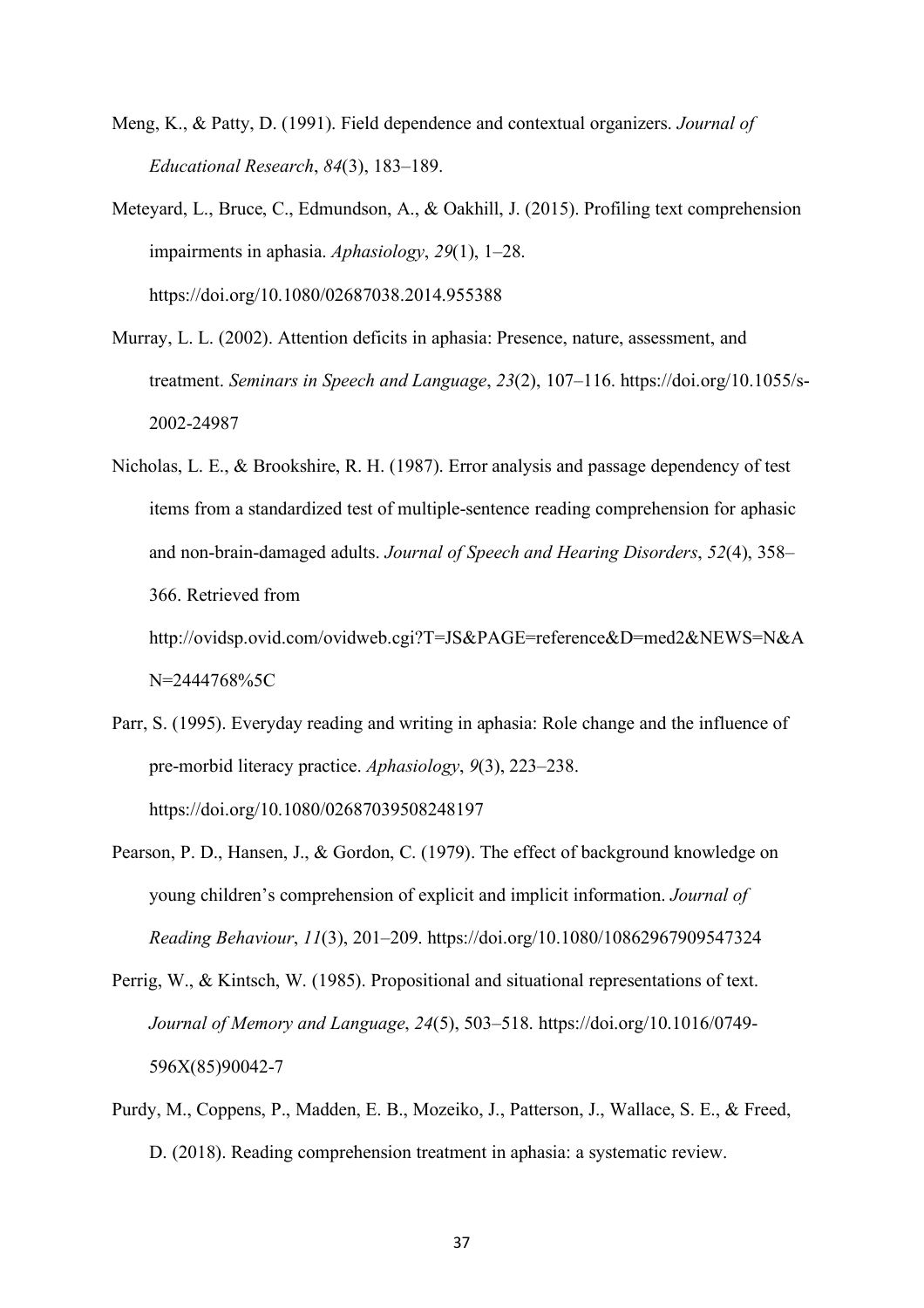Meng, K., & Patty, D. (1991). Field dependence and contextual organizers. *Journal of Educational Research*, *84*(3), 183–189.

Meteyard, L., Bruce, C., Edmundson, A., & Oakhill, J. (2015). Profiling text comprehension impairments in aphasia. *Aphasiology*, *29*(1), 1–28. https://doi.org/10.1080/02687038.2014.955388

Murray, L. L. (2002). Attention deficits in aphasia: Presence, nature, assessment, and treatment. *Seminars in Speech and Language*, *23*(2), 107–116. https://doi.org/10.1055/s-2002-24987

Nicholas, L. E., & Brookshire, R. H. (1987). Error analysis and passage dependency of test items from a standardized test of multiple-sentence reading comprehension for aphasic and non-brain-damaged adults. *Journal of Speech and Hearing Disorders*, *52*(4), 358–366. Retrieved from http://ovidsp.ovid.com/ovidweb.cgi?T=JS&PAGE=reference&D=med2&NEWS=N&AN=2444768%5C

Parr, S. (1995). Everyday reading and writing in aphasia: Role change and the influence of pre-morbid literacy practice. *Aphasiology*, *9*(3), 223–238. https://doi.org/10.1080/02687039508248197

Pearson, P. D., Hansen, J., & Gordon, C. (1979). The effect of background knowledge on young children's comprehension of explicit and implicit information. *Journal of Reading Behaviour*, *11*(3), 201–209. https://doi.org/10.1080/10862967909547324

Perrig, W., & Kintsch, W. (1985). Propositional and situational representations of text. *Journal of Memory and Language*, *24*(5), 503–518. https://doi.org/10.1016/0749-596X(85)90042-7

Purdy, M., Coppens, P., Madden, E. B., Mozeiko, J., Patterson, J., Wallace, S. E., & Freed, D. (2018). Reading comprehension treatment in aphasia: a systematic review.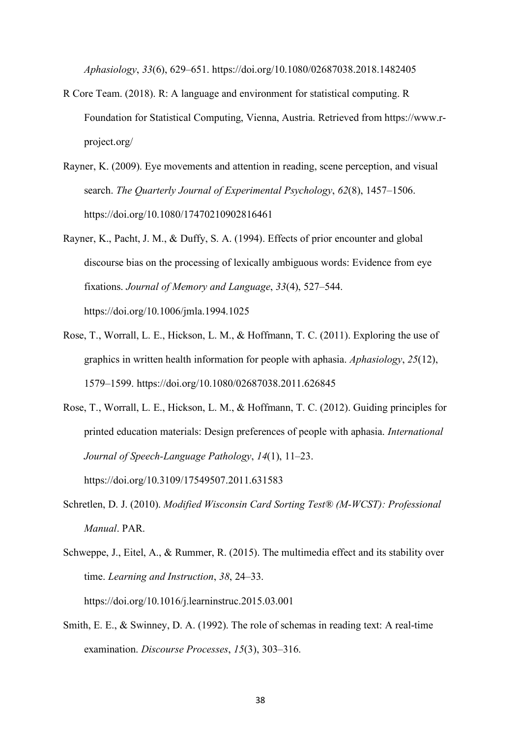*Aphasiology*, *33*(6), 629–651. https://doi.org/10.1080/02687038.2018.1482405

R Core Team. (2018). R: A language and environment for statistical computing. R Foundation for Statistical Computing, Vienna, Austria. Retrieved from https://www.r-project.org/

Rayner, K. (2009). Eye movements and attention in reading, scene perception, and visual search. *The Quarterly Journal of Experimental Psychology*, *62*(8), 1457–1506. https://doi.org/10.1080/17470210902816461

Rayner, K., Pacht, J. M., & Duffy, S. A. (1994). Effects of prior encounter and global discourse bias on the processing of lexically ambiguous words: Evidence from eye fixations. *Journal of Memory and Language*, *33*(4), 527–544. https://doi.org/10.1006/jmla.1994.1025

Rose, T., Worrall, L. E., Hickson, L. M., & Hoffmann, T. C. (2011). Exploring the use of graphics in written health information for people with aphasia. *Aphasiology*, *25*(12), 1579–1599. https://doi.org/10.1080/02687038.2011.626845

Rose, T., Worrall, L. E., Hickson, L. M., & Hoffmann, T. C. (2012). Guiding principles for printed education materials: Design preferences of people with aphasia. *International Journal of Speech-Language Pathology*, *14*(1), 11–23. https://doi.org/10.3109/17549507.2011.631583

Schretlen, D. J. (2010). *Modified Wisconsin Card Sorting Test® (M-WCST): Professional Manual*. PAR.

Schweppe, J., Eitel, A., & Rummer, R. (2015). The multimedia effect and its stability over time. *Learning and Instruction*, *38*, 24–33. https://doi.org/10.1016/j.learninstruc.2015.03.001

Smith, E. E., & Swinney, D. A. (1992). The role of schemas in reading text: A real-time examination. *Discourse Processes*, *15*(3), 303–316.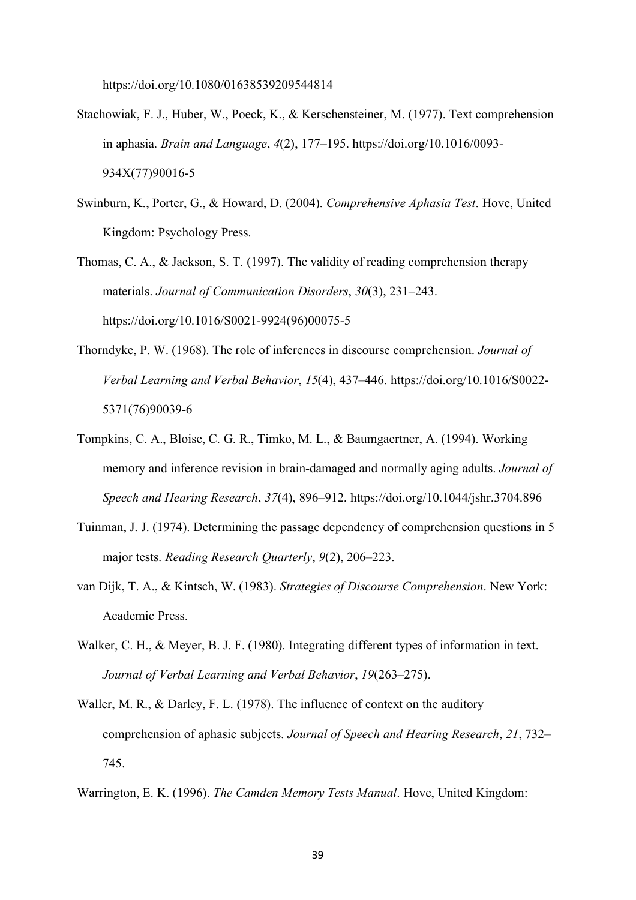https://doi.org/10.1080/01638539209544814

Stachowiak, F. J., Huber, W., Poeck, K., & Kerschensteiner, M. (1977). Text comprehension in aphasia. *Brain and Language*, *4*(2), 177–195. https://doi.org/10.1016/0093-934X(77)90016-5

Swinburn, K., Porter, G., & Howard, D. (2004). *Comprehensive Aphasia Test*. Hove, United Kingdom: Psychology Press.

Thomas, C. A., & Jackson, S. T. (1997). The validity of reading comprehension therapy materials. *Journal of Communication Disorders*, *30*(3), 231–243. https://doi.org/10.1016/S0021-9924(96)00075-5

Thorndyke, P. W. (1968). The role of inferences in discourse comprehension. *Journal of Verbal Learning and Verbal Behavior*, *15*(4), 437–446. https://doi.org/10.1016/S0022-5371(76)90039-6

Tompkins, C. A., Bloise, C. G. R., Timko, M. L., & Baumgaertner, A. (1994). Working memory and inference revision in brain-damaged and normally aging adults. *Journal of Speech and Hearing Research*, *37*(4), 896–912. https://doi.org/10.1044/jshr.3704.896

Tuinman, J. J. (1974). Determining the passage dependency of comprehension questions in 5 major tests. *Reading Research Quarterly*, *9*(2), 206–223.

van Dijk, T. A., & Kintsch, W. (1983). *Strategies of Discourse Comprehension*. New York: Academic Press.

Walker, C. H., & Meyer, B. J. F. (1980). Integrating different types of information in text. *Journal of Verbal Learning and Verbal Behavior*, *19*(263–275).

Waller, M. R., & Darley, F. L. (1978). The influence of context on the auditory comprehension of aphasic subjects. *Journal of Speech and Hearing Research*, *21*, 732–745.

Warrington, E. K. (1996). *The Camden Memory Tests Manual*. Hove, United Kingdom: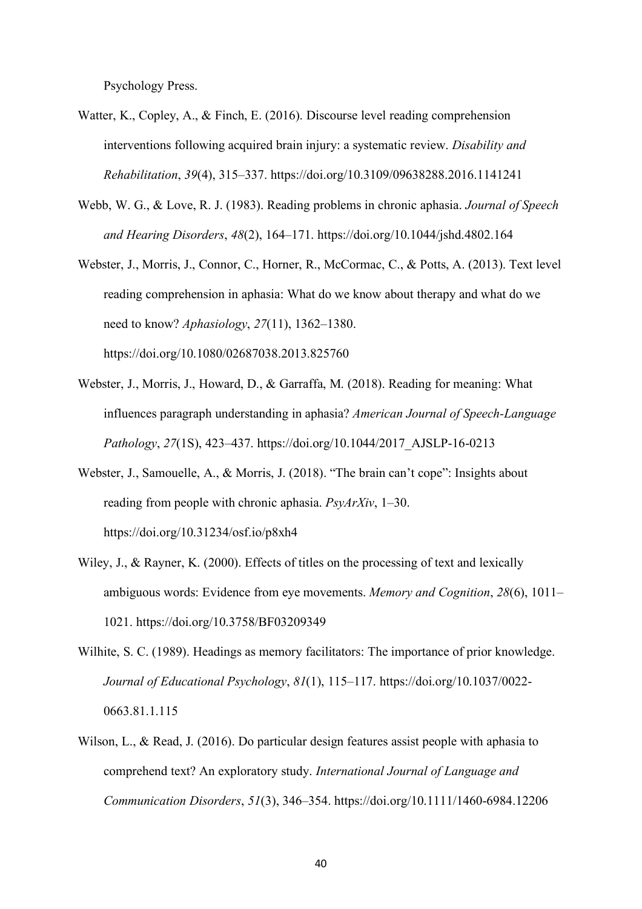Psychology Press.

Watter, K., Copley, A., & Finch, E. (2016). Discourse level reading comprehension interventions following acquired brain injury: a systematic review. *Disability and Rehabilitation*, *39*(4), 315–337. https://doi.org/10.3109/09638288.2016.1141241

Webb, W. G., & Love, R. J. (1983). Reading problems in chronic aphasia. *Journal of Speech and Hearing Disorders*, *48*(2), 164–171. https://doi.org/10.1044/jshd.4802.164

Webster, J., Morris, J., Connor, C., Horner, R., McCormac, C., & Potts, A. (2013). Text level reading comprehension in aphasia: What do we know about therapy and what do we need to know? *Aphasiology*, *27*(11), 1362–1380. https://doi.org/10.1080/02687038.2013.825760

Webster, J., Morris, J., Howard, D., & Garraffa, M. (2018). Reading for meaning: What influences paragraph understanding in aphasia? *American Journal of Speech-Language Pathology*, *27*(1S), 423–437. https://doi.org/10.1044/2017_AJSLP-16-0213

Webster, J., Samouelle, A., & Morris, J. (2018). "The brain can't cope": Insights about reading from people with chronic aphasia. *PsyArXiv*, 1–30. https://doi.org/10.31234/osf.io/p8xh4

Wiley, J., & Rayner, K. (2000). Effects of titles on the processing of text and lexically ambiguous words: Evidence from eye movements. *Memory and Cognition*, *28*(6), 1011–1021. https://doi.org/10.3758/BF03209349

Wilhite, S. C. (1989). Headings as memory facilitators: The importance of prior knowledge. *Journal of Educational Psychology*, *81*(1), 115–117. https://doi.org/10.1037/0022-0663.81.1.115

Wilson, L., & Read, J. (2016). Do particular design features assist people with aphasia to comprehend text? An exploratory study. *International Journal of Language and Communication Disorders*, *51*(3), 346–354. https://doi.org/10.1111/1460-6984.12206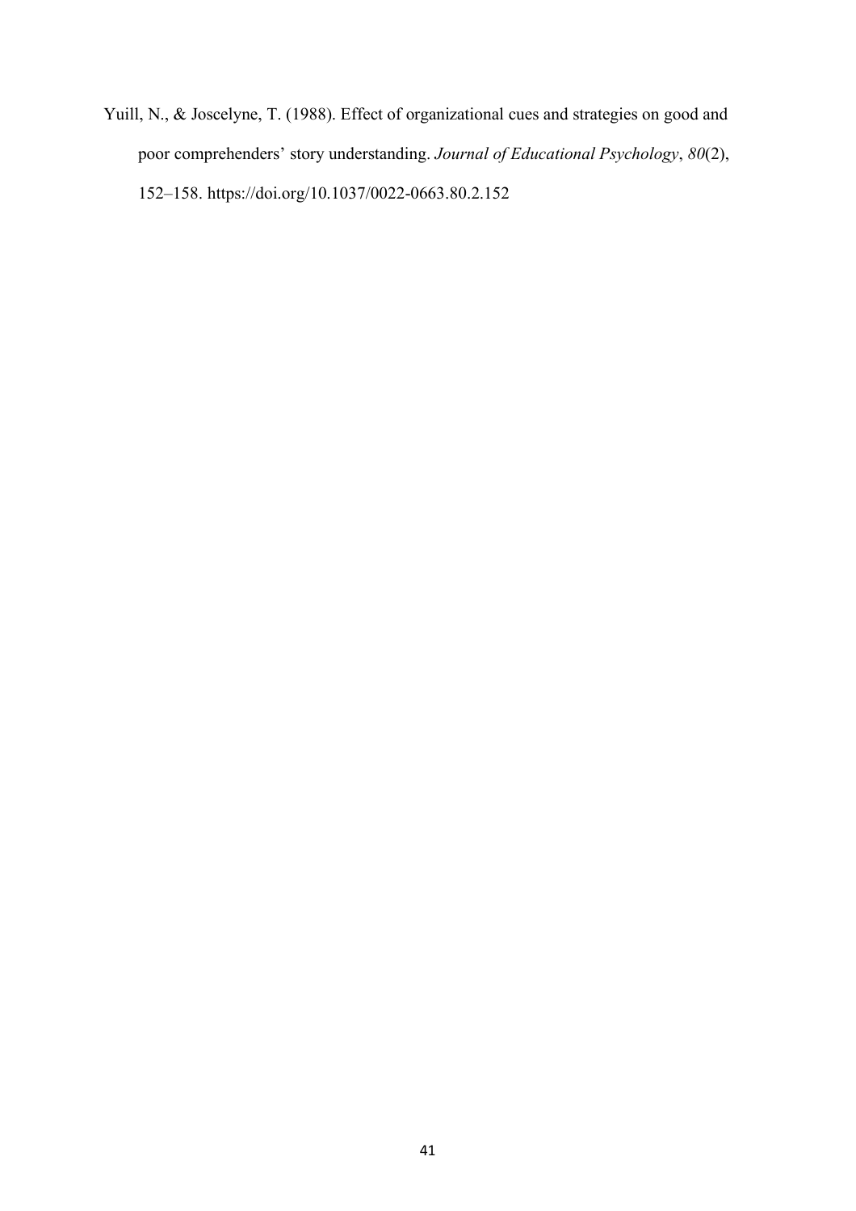Yuill, N., & Joscelyne, T. (1988). Effect of organizational cues and strategies on good and poor comprehenders' story understanding. *Journal of Educational Psychology*, *80*(2), 152–158. https://doi.org/10.1037/0022-0663.80.2.152